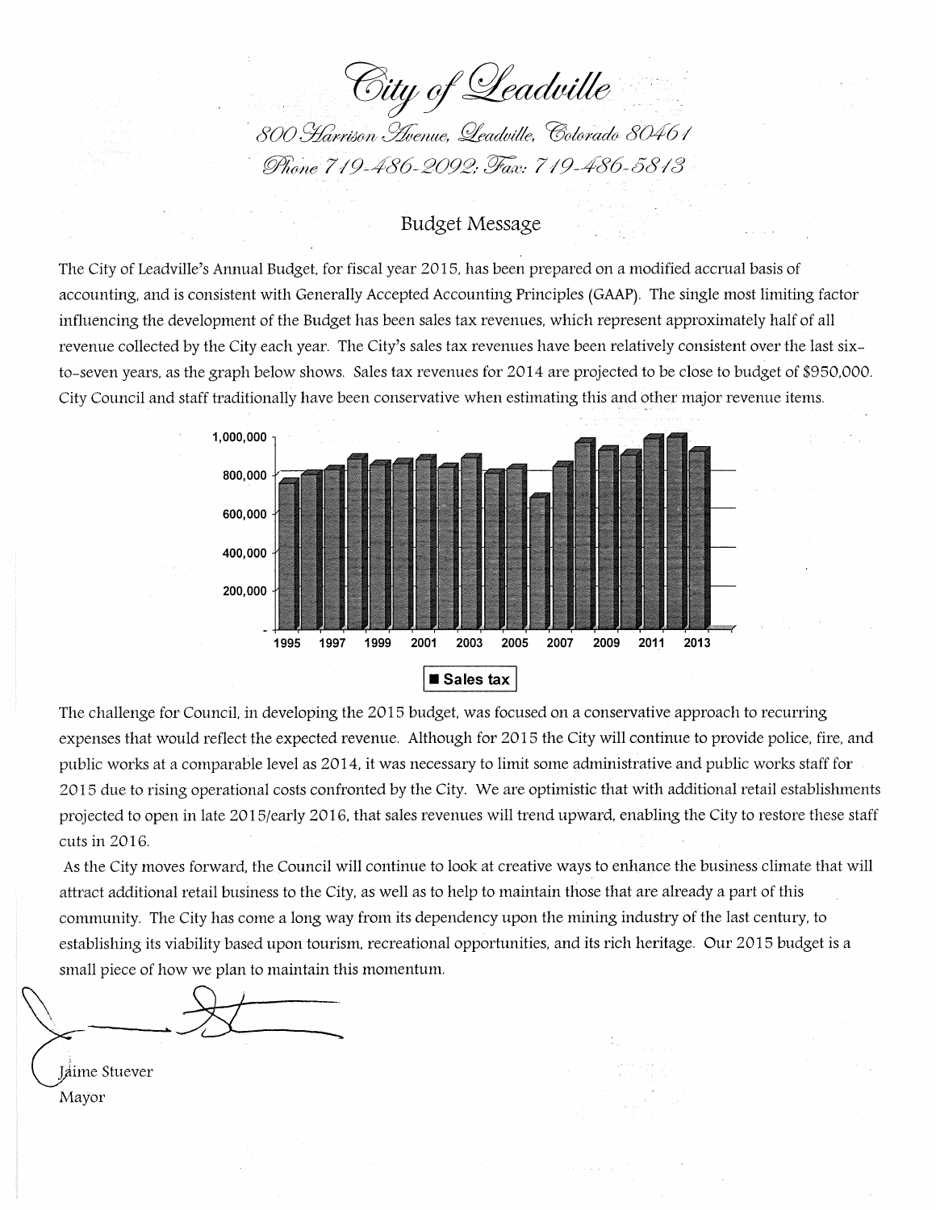# City of Leadville

*800 Harrison Avenue, Leadville, Colorado 80461*
*Phone 719-486-2092; Fax: 719-486-5813*

## Budget Message

The City of Leadville's Annual Budget, for fiscal year 2015, has been prepared on a modified accrual basis of accounting, and is consistent with Generally Accepted Accounting Principles (GAAP). The single most limiting factor influencing the development of the Budget has been sales tax revenues, which represent approximately half of all revenue collected by the City each year. The City's sales tax revenues have been relatively consistent over the last six-to-seven years, as the graph below shows. Sales tax revenues for 2014 are projected to be close to budget of $950,000. City Council and staff traditionally have been conservative when estimating this and other major revenue items.

The challenge for Council, in developing the 2015 budget, was focused on a conservative approach to recurring expenses that would reflect the expected revenue. Although for 2015 the City will continue to provide police, fire, and public works at a comparable level as 2014, it was necessary to limit some administrative and public works staff for 2015 due to rising operational costs confronted by the City. We are optimistic that with additional retail establishments projected to open in late 2015/early 2016, that sales revenues will trend upward, enabling the City to restore these staff cuts in 2016.

As the City moves forward, the Council will continue to look at creative ways to enhance the business climate that will attract additional retail business to the City, as well as to help to maintain those that are already a part of this community. The City has come a long way from its dependency upon the mining industry of the last century, to establishing its viability based upon tourism, recreational opportunities, and its rich heritage. Our 2015 budget is a small piece of how we plan to maintain this momentum.

Jaime Stuever
Mayor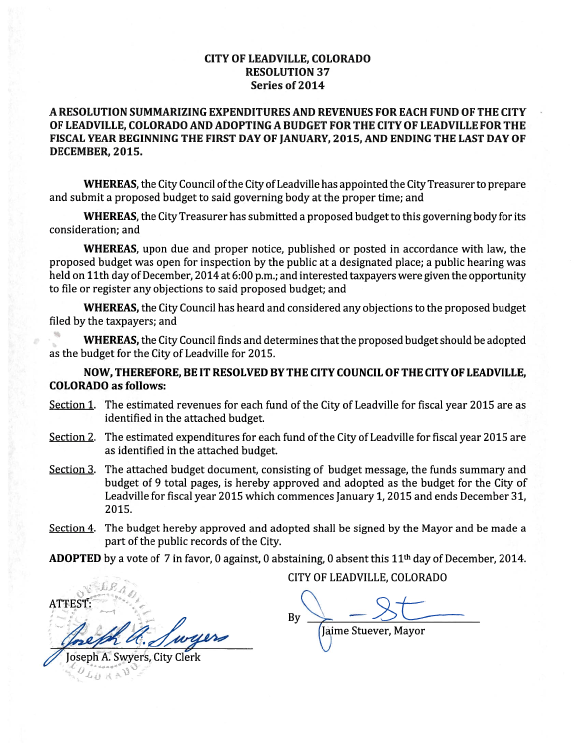**CITY OF LEADVILLE, COLORADO**
**RESOLUTION 37**
**Series of 2014**

**A RESOLUTION SUMMARIZING EXPENDITURES AND REVENUES FOR EACH FUND OF THE CITY OF LEADVILLE, COLORADO AND ADOPTING A BUDGET FOR THE CITY OF LEADVILLE FOR THE FISCAL YEAR BEGINNING THE FIRST DAY OF JANUARY, 2015, AND ENDING THE LAST DAY OF DECEMBER, 2015.**

**WHEREAS**, the City Council of the City of Leadville has appointed the City Treasurer to prepare and submit a proposed budget to said governing body at the proper time; and

**WHEREAS**, the City Treasurer has submitted a proposed budget to this governing body for its consideration; and

**WHEREAS**, upon due and proper notice, published or posted in accordance with law, the proposed budget was open for inspection by the public at a designated place; a public hearing was held on 11th day of December, 2014 at 6:00 p.m.; and interested taxpayers were given the opportunity to file or register any objections to said proposed budget; and

**WHEREAS,** the City Council has heard and considered any objections to the proposed budget filed by the taxpayers; and

**WHEREAS,** the City Council finds and determines that the proposed budget should be adopted as the budget for the City of Leadville for 2015.

**NOW, THEREFORE, BE IT RESOLVED BY THE CITY COUNCIL OF THE CITY OF LEADVILLE, COLORADO as follows:**

Section 1. The estimated revenues for each fund of the City of Leadville for fiscal year 2015 are as identified in the attached budget.

Section 2. The estimated expenditures for each fund of the City of Leadville for fiscal year 2015 are as identified in the attached budget.

Section 3. The attached budget document, consisting of budget message, the funds summary and budget of 9 total pages, is hereby approved and adopted as the budget for the City of Leadville for fiscal year 2015 which commences January 1, 2015 and ends December 31, 2015.

Section 4. The budget hereby approved and adopted shall be signed by the Mayor and be made a part of the public records of the City.

**ADOPTED** by a vote of 7 in favor, 0 against, 0 abstaining, 0 absent this 11th day of December, 2014.

CITY OF LEADVILLE, COLORADO

ATTEST:

Joseph A. Swyers, City Clerk

By

Jaime Stuever, Mayor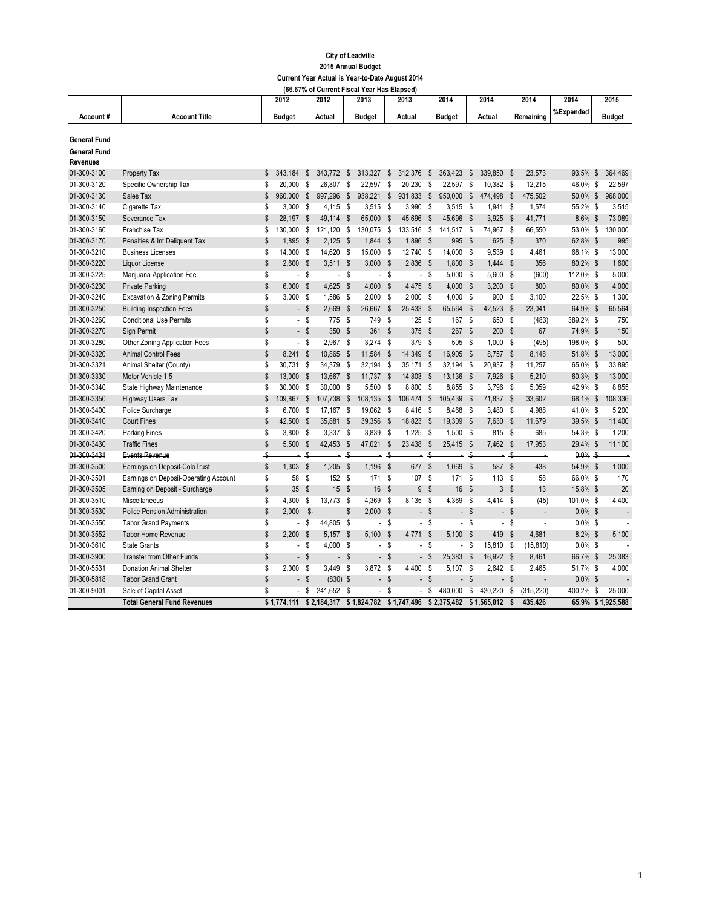**City of Leadville**
**2015 Annual Budget**
**Current Year Actual is Year-to-Date August 2014**
**(66.67% of Current Fiscal Year Has Elapsed)**

| Account # | Account Title | 2012 Budget | 2012 Actual | 2013 Budget | 2013 Actual | 2014 Budget | 2014 Actual | 2014 Remaining | 2014 %Expended | 2015 Budget |
|---|---|---|---|---|---|---|---|---|---|---|
| **General Fund** | | | | | | | | | | |
| **General Fund Revenues** | | | | | | | | | | |
| 01-300-3100 | Property Tax | $ 343,184 | $ 343,772 | $ 313,327 | $ 312,376 | $ 363,423 | $ 339,850 | $ 23,573 | 93.5% | $ 364,469 |
| 01-300-3120 | Specific Ownership Tax | $ 20,000 | $ 26,807 | $ 22,597 | $ 20,230 | $ 22,597 | $ 10,382 | $ 12,215 | 46.0% | $ 22,597 |
| 01-300-3130 | Sales Tax | $ 960,000 | $ 997,296 | $ 938,221 | $ 931,833 | $ 950,000 | $ 474,498 | $ 475,502 | 50.0% | $ 968,000 |
| 01-300-3140 | Cigarette Tax | $ 3,000 | $ 4,115 | $ 3,515 | $ 3,990 | $ 3,515 | $ 1,941 | $ 1,574 | 55.2% | $ 3,515 |
| 01-300-3150 | Severance Tax | $ 28,197 | $ 49,114 | $ 65,000 | $ 45,696 | $ 45,696 | $ 3,925 | $ 41,771 | 8.6% | $ 73,089 |
| 01-300-3160 | Franchise Tax | $ 130,000 | $ 121,120 | $ 130,075 | $ 133,516 | $ 141,517 | $ 74,967 | $ 66,550 | 53.0% | $ 130,000 |
| 01-300-3170 | Penalties & Int Deliquent Tax | $ 1,895 | $ 2,125 | $ 1,844 | $ 1,896 | $ 995 | $ 625 | $ 370 | 62.8% | $ 995 |
| 01-300-3210 | Business Licenses | $ 14,000 | $ 14,620 | $ 15,000 | $ 12,740 | $ 14,000 | $ 9,539 | $ 4,461 | 68.1% | $ 13,000 |
| 01-300-3220 | Liquor License | $ 2,600 | $ 3,511 | $ 3,000 | $ 2,836 | $ 1,800 | $ 1,444 | $ 356 | 80.2% | $ 1,600 |
| 01-300-3225 | Marijuana Application Fee | $ - | $ - | $ - | $ - | $ 5,000 | $ 5,600 | $ (600) | 112.0% | $ 5,000 |
| 01-300-3230 | Private Parking | $ 6,000 | $ 4,625 | $ 4,000 | $ 4,475 | $ 4,000 | $ 3,200 | $ 800 | 80.0% | $ 4,000 |
| 01-300-3240 | Excavation & Zoning Permits | $ 3,000 | $ 1,586 | $ 2,000 | $ 2,000 | $ 4,000 | $ 900 | $ 3,100 | 22.5% | $ 1,300 |
| 01-300-3250 | Building Inspection Fees | $ - | $ 2,669 | $ 26,667 | $ 25,433 | $ 65,564 | $ 42,523 | $ 23,041 | 64.9% | $ 65,564 |
| 01-300-3260 | Conditional Use Permits | $ - | $ 775 | $ 749 | $ 125 | $ 167 | $ 650 | $ (483) | 389.2% | $ 750 |
| 01-300-3270 | Sign Permit | $ - | $ 350 | $ 361 | $ 375 | $ 267 | $ 200 | $ 67 | 74.9% | $ 150 |
| 01-300-3280 | Other Zoning Application Fees | $ - | $ 2,967 | $ 3,274 | $ 379 | $ 505 | $ 1,000 | $ (495) | 198.0% | $ 500 |
| 01-300-3320 | Animal Control Fees | $ 8,241 | $ 10,865 | $ 11,584 | $ 14,349 | $ 16,905 | $ 8,757 | $ 8,148 | 51.8% | $ 13,000 |
| 01-300-3321 | Animal Shelter (County) | $ 30,731 | $ 34,379 | $ 32,194 | $ 35,171 | $ 32,194 | $ 20,937 | $ 11,257 | 65.0% | $ 33,895 |
| 01-300-3330 | Motor Vehicle 1.5 | $ 13,000 | $ 13,667 | $ 11,737 | $ 14,803 | $ 13,136 | $ 7,926 | $ 5,210 | 60.3% | $ 13,000 |
| 01-300-3340 | State Highway Maintenance | $ 30,000 | $ 30,000 | $ 5,500 | $ 8,800 | $ 8,855 | $ 3,796 | $ 5,059 | 42.9% | $ 8,855 |
| 01-300-3350 | Highway Users Tax | $ 109,867 | $ 107,738 | $ 108,135 | $ 106,474 | $ 105,439 | $ 71,837 | $ 33,602 | 68.1% | $ 108,336 |
| 01-300-3400 | Police Surcharge | $ 6,700 | $ 17,167 | $ 19,062 | $ 8,416 | $ 8,468 | $ 3,480 | $ 4,988 | 41.0% | $ 5,200 |
| 01-300-3410 | Court Fines | $ 42,500 | $ 35,881 | $ 39,356 | $ 18,823 | $ 19,309 | $ 7,630 | $ 11,679 | 39.5% | $ 11,400 |
| 01-300-3420 | Parking Fines | $ 3,800 | $ 3,337 | $ 3,839 | $ 1,225 | $ 1,500 | $ 815 | $ 685 | 54.3% | $ 1,200 |
| 01-300-3430 | Traffic Fines | $ 5,500 | $ 42,453 | $ 47,021 | $ 23,438 | $ 25,415 | $ 7,462 | $ 17,953 | 29.4% | $ 11,100 |
| ~~01-300-3431~~ | ~~Events Revenue~~ | ~~$ -~~ | ~~$ -~~ | ~~$ -~~ | ~~$ -~~ | ~~$ -~~ | ~~$ -~~ | ~~$ -~~ | ~~0.0%~~ | ~~$ -~~ |
| 01-300-3500 | Earnings on Deposit-ColoTrust | $ 1,303 | $ 1,205 | $ 1,196 | $ 677 | $ 1,069 | $ 587 | $ 438 | 54.9% | $ 1,000 |
| 01-300-3501 | Earnings on Deposit-Operating Account | $ 58 | $ 152 | $ 171 | $ 107 | $ 171 | $ 113 | $ 58 | 66.0% | $ 170 |
| 01-300-3505 | Earning on Deposit - Surcharge | $ 35 | $ 15 | $ 16 | $ 9 | $ 16 | $ 3 | $ 13 | 15.8% | $ 20 |
| 01-300-3510 | Miscellaneous | $ 4,300 | $ 13,773 | $ 4,369 | $ 8,135 | $ 4,369 | $ 4,414 | $ (45) | 101.0% | $ 4,400 |
| 01-300-3530 | Police Pension Administration | $ 2,000 | $- | $ 2,000 | $ - | $ - | $ - | $ - | 0.0% | $ - |
| 01-300-3550 | Tabor Grand Payments | $ - | $ 44,805 | $ - | $ - | $ - | $ - | $ - | 0.0% | $ - |
| 01-300-3552 | Tabor Home Revenue | $ 2,200 | $ 5,157 | $ 5,100 | $ 4,771 | $ 5,100 | $ 419 | $ 4,681 | 8.2% | $ 5,100 |
| 01-300-3610 | State Grants | $ - | $ 4,000 | $ - | $ - | $ - | $ 15,810 | $ (15,810) | 0.0% | $ - |
| 01-300-3900 | Transfer from Other Funds | $ - | $ - | $ - | $ - | $ 25,383 | $ 16,922 | $ 8,461 | 66.7% | $ 25,383 |
| 01-300-5531 | Donation Animal Shelter | $ 2,000 | $ 3,449 | $ 3,872 | $ 4,400 | $ 5,107 | $ 2,642 | $ 2,465 | 51.7% | $ 4,000 |
| 01-300-5818 | Tabor Grand Grant | $ - | $ (830) | $ - | $ - | $ - | $ - | $ - | 0.0% | $ - |
| 01-300-9001 | Sale of Capital Asset | $ - | $ 241,652 | $ - | $ - | $ 480,000 | $ 420,220 | $ (315,220) | 400.2% | $ 25,000 |
| | **Total General Fund Revenues** | **$ 1,774,111** | **$ 2,184,317** | **$ 1,824,782** | **$ 1,747,496** | **$ 2,375,482** | **$ 1,565,012** | **$ 435,426** | **65.9%** | **$ 1,925,588** |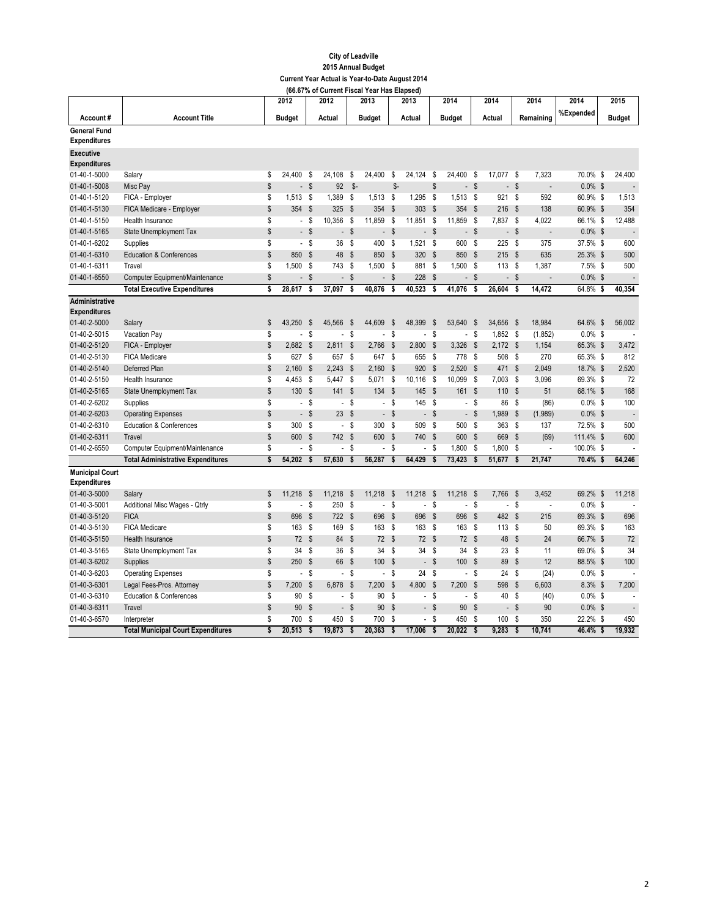**City of Leadville**
**2015 Annual Budget**
**Current Year Actual is Year-to-Date August 2014**
**(66.67% of Current Fiscal Year Has Elapsed)**

| Account # | Account Title | 2012 Budget | 2012 Actual | 2013 Budget | 2013 Actual | 2014 Budget | 2014 Actual | 2014 Remaining | 2014 %Expended | 2015 Budget |
|---|---|---|---|---|---|---|---|---|---|---|
| **General Fund Expenditures** | | | | | | | | | | |
| **Executive Expenditures** | | | | | | | | | | |
| 01-40-1-5000 | Salary | $ 24,400 | $ 24,108 | $ 24,400 | $ 24,124 | $ 24,400 | $ 17,077 | $ 7,323 | 70.0% | $ 24,400 |
| 01-40-1-5008 | Misc Pay | $ - | $ 92 | $- | $- | $ - | $ - | $ - | 0.0% | $ - |
| 01-40-1-5120 | FICA - Employer | $ 1,513 | $ 1,389 | $ 1,513 | $ 1,295 | $ 1,513 | $ 921 | $ 592 | 60.9% | $ 1,513 |
| 01-40-1-5130 | FICA Medicare - Employer | $ 354 | $ 325 | $ 354 | $ 303 | $ 354 | $ 216 | $ 138 | 60.9% | $ 354 |
| 01-40-1-5150 | Health Insurance | $ - | $ 10,356 | $ 11,859 | $ 11,851 | $ 11,859 | $ 7,837 | $ 4,022 | 66.1% | $ 12,488 |
| 01-40-1-5165 | State Unemployment Tax | $ - | $ - | $ - | $ - | $ - | $ - | $ - | 0.0% | $ - |
| 01-40-1-6202 | Supplies | $ - | $ 36 | $ 400 | $ 1,521 | $ 600 | $ 225 | $ 375 | 37.5% | $ 600 |
| 01-40-1-6310 | Education & Conferences | $ 850 | $ 48 | $ 850 | $ 320 | $ 850 | $ 215 | $ 635 | 25.3% | $ 500 |
| 01-40-1-6311 | Travel | $ 1,500 | $ 743 | $ 1,500 | $ 881 | $ 1,500 | $ 113 | $ 1,387 | 7.5% | $ 500 |
| 01-40-1-6550 | Computer Equipment/Maintenance | $ - | $ - | $ - | $ 228 | $ - | $ - | $ - | 0.0% | $ - |
| | **Total Executive Expenditures** | **$ 28,617** | **$ 37,097** | **$ 40,876** | **$ 40,523** | **$ 41,076** | **$ 26,604** | **$ 14,472** | 64.8% | **$ 40,354** |
| **Administrative Expenditures** | | | | | | | | | | |
| 01-40-2-5000 | Salary | $ 43,250 | $ 45,566 | $ 44,609 | $ 48,399 | $ 53,640 | $ 34,656 | $ 18,984 | 64.6% | $ 56,002 |
| 01-40-2-5015 | Vacation Pay | $ - | $ - | $ - | $ - | $ - | $ 1,852 | $ (1,852) | 0.0% | $ - |
| 01-40-2-5120 | FICA - Employer | $ 2,682 | $ 2,811 | $ 2,766 | $ 2,800 | $ 3,326 | $ 2,172 | $ 1,154 | 65.3% | $ 3,472 |
| 01-40-2-5130 | FICA Medicare | $ 627 | $ 657 | $ 647 | $ 655 | $ 778 | $ 508 | $ 270 | 65.3% | $ 812 |
| 01-40-2-5140 | Deferred Plan | $ 2,160 | $ 2,243 | $ 2,160 | $ 920 | $ 2,520 | $ 471 | $ 2,049 | 18.7% | $ 2,520 |
| 01-40-2-5150 | Health Insurance | $ 4,453 | $ 5,447 | $ 5,071 | $ 10,116 | $ 10,099 | $ 7,003 | $ 3,096 | 69.3% | $ 72 |
| 01-40-2-5165 | State Unemployment Tax | $ 130 | $ 141 | $ 134 | $ 145 | $ 161 | $ 110 | $ 51 | 68.1% | $ 168 |
| 01-40-2-6202 | Supplies | $ - | $ - | $ - | $ 145 | $ - | $ 86 | $ (86) | 0.0% | $ 100 |
| 01-40-2-6203 | Operating Expenses | $ - | $ 23 | $ - | $ - | $ - | $ 1,989 | $ (1,989) | 0.0% | $ - |
| 01-40-2-6310 | Education & Conferences | $ 300 | $ - | $ 300 | $ 509 | $ 500 | $ 363 | $ 137 | 72.5% | $ 500 |
| 01-40-2-6311 | Travel | $ 600 | $ 742 | $ 600 | $ 740 | $ 600 | $ 669 | $ (69) | 111.4% | $ 600 |
| 01-40-2-6550 | Computer Equipment/Maintenance | $ - | $ - | $ - | $ - | $ 1,800 | $ 1,800 | $ - | 100.0% | $ - |
| | **Total Administrative Expenditures** | **$ 54,202** | **$ 57,630** | **$ 56,287** | **$ 64,429** | **$ 73,423** | **$ 51,677** | **$ 21,747** | **70.4%** | **$ 64,246** |
| **Municipal Court Expenditures** | | | | | | | | | | |
| 01-40-3-5000 | Salary | $ 11,218 | $ 11,218 | $ 11,218 | $ 11,218 | $ 11,218 | $ 7,766 | $ 3,452 | 69.2% | $ 11,218 |
| 01-40-3-5001 | Additional Misc Wages - Qtrly | $ - | $ 250 | $ - | $ - | $ - | $ - | $ - | 0.0% | $ - |
| 01-40-3-5120 | FICA | $ 696 | $ 722 | $ 696 | $ 696 | $ 696 | $ 482 | $ 215 | 69.3% | $ 696 |
| 01-40-3-5130 | FICA Medicare | $ 163 | $ 169 | $ 163 | $ 163 | $ 163 | $ 113 | $ 50 | 69.3% | $ 163 |
| 01-40-3-5150 | Health Insurance | $ 72 | $ 84 | $ 72 | $ 72 | $ 72 | $ 48 | $ 24 | 66.7% | $ 72 |
| 01-40-3-5165 | State Unemployment Tax | $ 34 | $ 36 | $ 34 | $ 34 | $ 34 | $ 23 | $ 11 | 69.0% | $ 34 |
| 01-40-3-6202 | Supplies | $ 250 | $ 66 | $ 100 | $ - | $ 100 | $ 89 | $ 12 | 88.5% | $ 100 |
| 01-40-3-6203 | Operating Expenses | $ - | $ - | $ - | $ 24 | $ - | $ 24 | $ (24) | 0.0% | $ - |
| 01-40-3-6301 | Legal Fees-Pros. Attorney | $ 7,200 | $ 6,878 | $ 7,200 | $ 4,800 | $ 7,200 | $ 598 | $ 6,603 | 8.3% | $ 7,200 |
| 01-40-3-6310 | Education & Conferences | $ 90 | $ - | $ 90 | $ - | $ - | $ 40 | $ (40) | 0.0% | $ - |
| 01-40-3-6311 | Travel | $ 90 | $ - | $ 90 | $ - | $ 90 | $ - | $ 90 | 0.0% | $ - |
| 01-40-3-6570 | Interpreter | $ 700 | $ 450 | $ 700 | $ - | $ 450 | $ 100 | $ 350 | 22.2% | $ 450 |
| | **Total Municipal Court Expenditures** | **$ 20,513** | **$ 19,873** | **$ 20,363** | **$ 17,006** | **$ 20,022** | **$ 9,283** | **$ 10,741** | **46.4%** | **$ 19,932** |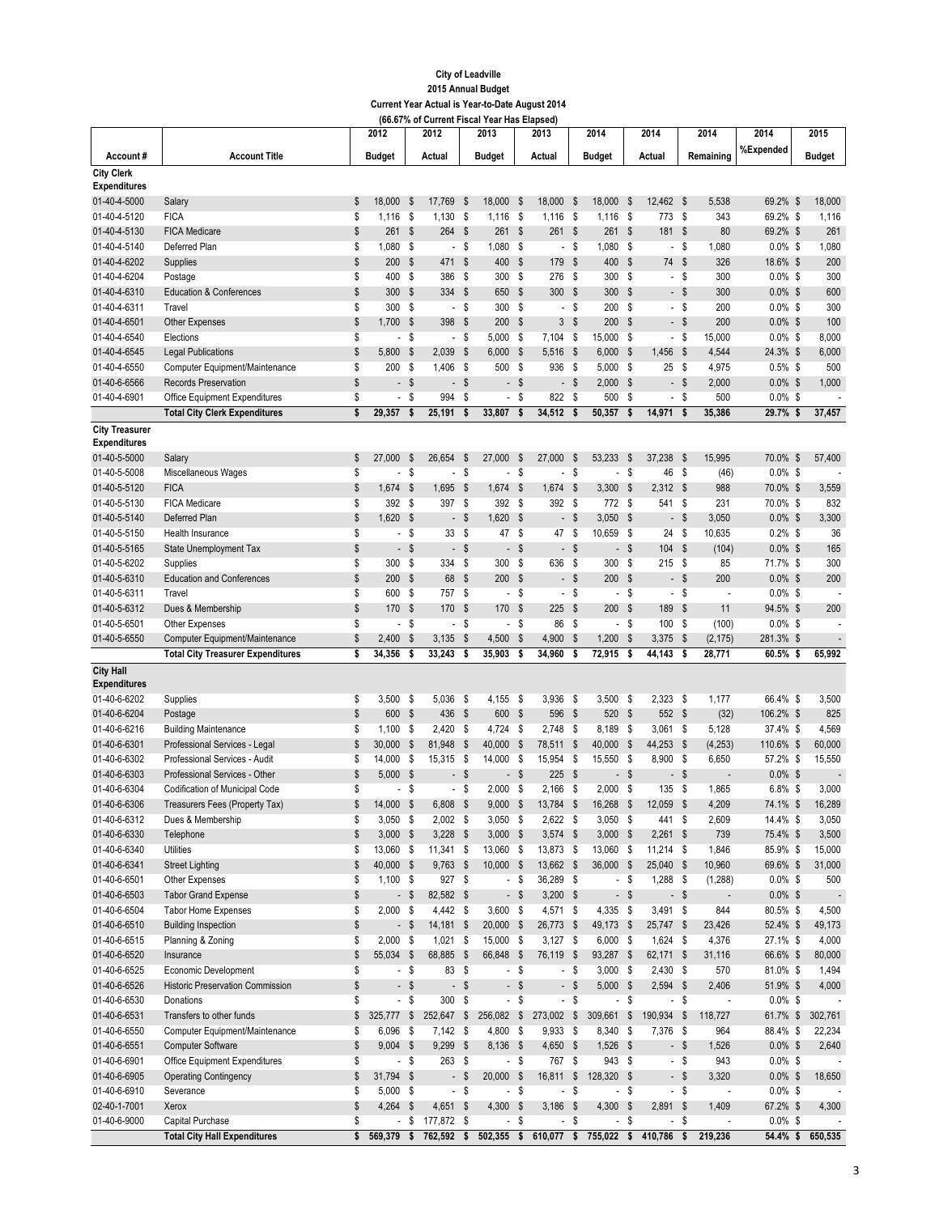# City of Leadville
## 2015 Annual Budget
### Current Year Actual is Year-to-Date August 2014
### (66.67% of Current Fiscal Year Has Elapsed)

| Account # | Account Title | 2012 Budget | 2012 Actual | 2013 Budget | 2013 Actual | 2014 Budget | 2014 Actual | 2014 Remaining | 2014 %Expended | 2015 Budget |
|---|---|---|---|---|---|---|---|---|---|---|
| **City Clerk Expenditures** | | | | | | | | | | |
| 01-40-4-5000 | Salary | $ 18,000 | $ 17,769 | $ 18,000 | $ 18,000 | $ 18,000 | $ 12,462 | $ 5,538 | 69.2% | $ 18,000 |
| 01-40-4-5120 | FICA | $ 1,116 | $ 1,130 | $ 1,116 | $ 1,116 | $ 1,116 | $ 773 | $ 343 | 69.2% | $ 1,116 |
| 01-40-4-5130 | FICA Medicare | $ 261 | $ 264 | $ 261 | $ 261 | $ 261 | $ 181 | $ 80 | 69.2% | $ 261 |
| 01-40-4-5140 | Deferred Plan | $ 1,080 | $ - | $ 1,080 | $ - | $ 1,080 | $ - | $ 1,080 | 0.0% | $ 1,080 |
| 01-40-4-6202 | Supplies | $ 200 | $ 471 | $ 400 | $ 179 | $ 400 | $ 74 | $ 326 | 18.6% | $ 200 |
| 01-40-4-6204 | Postage | $ 400 | $ 386 | $ 300 | $ 276 | $ 300 | $ - | $ 300 | 0.0% | $ 300 |
| 01-40-4-6310 | Education & Conferences | $ 300 | $ 334 | $ 650 | $ 300 | $ 300 | $ - | $ 300 | 0.0% | $ 600 |
| 01-40-4-6311 | Travel | $ 300 | $ - | $ 300 | $ - | $ 200 | $ - | $ 200 | 0.0% | $ 300 |
| 01-40-4-6501 | Other Expenses | $ 1,700 | $ 398 | $ 200 | $ 3 | $ 200 | $ - | $ 200 | 0.0% | $ 100 |
| 01-40-4-6540 | Elections | $ - | $ - | $ 5,000 | $ 7,104 | $ 15,000 | $ - | $ 15,000 | 0.0% | $ 8,000 |
| 01-40-4-6545 | Legal Publications | $ 5,800 | $ 2,039 | $ 6,000 | $ 5,516 | $ 6,000 | $ 1,456 | $ 4,544 | 24.3% | $ 6,000 |
| 01-40-4-6550 | Computer Equipment/Maintenance | $ 200 | $ 1,406 | $ 500 | $ 936 | $ 5,000 | $ 25 | $ 4,975 | 0.5% | $ 500 |
| 01-40-6-6566 | Records Preservation | $ - | $ - | $ - | $ - | $ 2,000 | $ - | $ 2,000 | 0.0% | $ 1,000 |
| 01-40-4-6901 | Office Equipment Expenditures | $ - | $ 994 | $ - | $ 822 | $ 500 | $ - | $ 500 | 0.0% | $ - |
| | **Total City Clerk Expenditures** | **$ 29,357** | **$ 25,191** | **$ 33,807** | **$ 34,512** | **$ 50,357** | **$ 14,971** | **$ 35,386** | **29.7%** | **$ 37,457** |
| **City Treasurer Expenditures** | | | | | | | | | | |
| 01-40-5-5000 | Salary | $ 27,000 | $ 26,654 | $ 27,000 | $ 27,000 | $ 53,233 | $ 37,238 | $ 15,995 | 70.0% | $ 57,400 |
| 01-40-5-5008 | Miscellaneous Wages | $ - | $ - | $ - | $ - | $ - | $ 46 | $ (46) | 0.0% | $ - |
| 01-40-5-5120 | FICA | $ 1,674 | $ 1,695 | $ 1,674 | $ 1,674 | $ 3,300 | $ 2,312 | $ 988 | 70.0% | $ 3,559 |
| 01-40-5-5130 | FICA Medicare | $ 392 | $ 397 | $ 392 | $ 392 | $ 772 | $ 541 | $ 231 | 70.0% | $ 832 |
| 01-40-5-5140 | Deferred Plan | $ 1,620 | $ - | $ 1,620 | $ - | $ 3,050 | $ - | $ 3,050 | 0.0% | $ 3,300 |
| 01-40-5-5150 | Health Insurance | $ - | $ 33 | $ 47 | $ 47 | $ 10,659 | $ 24 | $ 10,635 | 0.2% | $ 36 |
| 01-40-5-5165 | State Unemployment Tax | $ - | $ - | $ - | $ - | $ - | $ 104 | $ (104) | 0.0% | $ 165 |
| 01-40-5-6202 | Supplies | $ 300 | $ 334 | $ 300 | $ 636 | $ 300 | $ 215 | $ 85 | 71.7% | $ 300 |
| 01-40-5-6310 | Education and Conferences | $ 200 | $ 68 | $ 200 | $ - | $ 200 | $ - | $ 200 | 0.0% | $ 200 |
| 01-40-5-6311 | Travel | $ 600 | $ 757 | $ - | $ - | $ - | $ - | $ - | 0.0% | $ - |
| 01-40-5-6312 | Dues & Membership | $ 170 | $ 170 | $ 170 | $ 225 | $ 200 | $ 189 | $ 11 | 94.5% | $ 200 |
| 01-40-5-6501 | Other Expenses | $ - | $ - | $ - | $ 86 | $ - | $ 100 | $ (100) | 0.0% | $ - |
| 01-40-5-6550 | Computer Equipment/Maintenance | $ 2,400 | $ 3,135 | $ 4,500 | $ 4,900 | $ 1,200 | $ 3,375 | $ (2,175) | 281.3% | $ - |
| | **Total City Treasurer Expenditures** | **$ 34,356** | **$ 33,243** | **$ 35,903** | **$ 34,960** | **$ 72,915** | **$ 44,143** | **$ 28,771** | **60.5%** | **$ 65,992** |
| **City Hall Expenditures** | | | | | | | | | | |
| 01-40-6-6202 | Supplies | $ 3,500 | $ 5,036 | $ 4,155 | $ 3,936 | $ 3,500 | $ 2,323 | $ 1,177 | 66.4% | $ 3,500 |
| 01-40-6-6204 | Postage | $ 600 | $ 436 | $ 600 | $ 596 | $ 520 | $ 552 | $ (32) | 106.2% | $ 825 |
| 01-40-6-6216 | Building Maintenance | $ 1,100 | $ 2,420 | $ 4,724 | $ 2,748 | $ 8,189 | $ 3,061 | $ 5,128 | 37.4% | $ 4,569 |
| 01-40-6-6301 | Professional Services - Legal | $ 30,000 | $ 81,948 | $ 40,000 | $ 78,511 | $ 40,000 | $ 44,253 | $ (4,253) | 110.6% | $ 60,000 |
| 01-40-6-6302 | Professional Services - Audit | $ 14,000 | $ 15,315 | $ 14,000 | $ 15,954 | $ 15,550 | $ 8,900 | $ 6,650 | 57.2% | $ 15,550 |
| 01-40-6-6303 | Professional Services - Other | $ 5,000 | $ - | $ - | $ 225 | $ - | $ - | $ - | 0.0% | $ - |
| 01-40-6-6304 | Codification of Municipal Code | $ - | $ - | $ 2,000 | $ 2,166 | $ 2,000 | $ 135 | $ 1,865 | 6.8% | $ 3,000 |
| 01-40-6-6306 | Treasurers Fees (Property Tax) | $ 14,000 | $ 6,808 | $ 9,000 | $ 13,784 | $ 16,268 | $ 12,059 | $ 4,209 | 74.1% | $ 16,289 |
| 01-40-6-6312 | Dues & Membership | $ 3,050 | $ 2,002 | $ 3,050 | $ 2,622 | $ 3,050 | $ 441 | $ 2,609 | 14.4% | $ 3,050 |
| 01-40-6-6330 | Telephone | $ 3,000 | $ 3,228 | $ 3,000 | $ 3,574 | $ 3,000 | $ 2,261 | $ 739 | 75.4% | $ 3,500 |
| 01-40-6-6340 | Utilities | $ 13,060 | $ 11,341 | $ 13,060 | $ 13,873 | $ 13,060 | $ 11,214 | $ 1,846 | 85.9% | $ 15,000 |
| 01-40-6-6341 | Street Lighting | $ 40,000 | $ 9,763 | $ 10,000 | $ 13,662 | $ 36,000 | $ 25,040 | $ 10,960 | 69.6% | $ 31,000 |
| 01-40-6-6501 | Other Expenses | $ 1,100 | $ 927 | $ - | $ 36,289 | $ - | $ 1,288 | $ (1,288) | 0.0% | $ 500 |
| 01-40-6-6503 | Tabor Grand Expense | $ - | $ 82,582 | $ - | $ 3,200 | $ - | $ - | $ - | 0.0% | $ - |
| 01-40-6-6504 | Tabor Home Expenses | $ 2,000 | $ 4,442 | $ 3,600 | $ 4,571 | $ 4,335 | $ 3,491 | $ 844 | 80.5% | $ 4,500 |
| 01-40-6-6510 | Building Inspection | $ - | $ 14,181 | $ 20,000 | $ 26,773 | $ 49,173 | $ 25,747 | $ 23,426 | 52.4% | $ 49,173 |
| 01-40-6-6515 | Planning & Zoning | $ 2,000 | $ 1,021 | $ 15,000 | $ 3,127 | $ 6,000 | $ 1,624 | $ 4,376 | 27.1% | $ 4,000 |
| 01-40-6-6520 | Insurance | $ 55,034 | $ 68,885 | $ 66,848 | $ 76,119 | $ 93,287 | $ 62,171 | $ 31,116 | 66.6% | $ 80,000 |
| 01-40-6-6525 | Economic Development | $ - | $ 83 | $ - | $ - | $ 3,000 | $ 2,430 | $ 570 | 81.0% | $ 1,494 |
| 01-40-6-6526 | Historic Preservation Commission | $ - | $ - | $ - | $ - | $ 5,000 | $ 2,594 | $ 2,406 | 51.9% | $ 4,000 |
| 01-40-6-6530 | Donations | $ - | $ 300 | $ - | $ - | $ - | $ - | $ - | 0.0% | $ - |
| 01-40-6-6531 | Transfers to other funds | $ 325,777 | $ 252,647 | $ 256,082 | $ 273,002 | $ 309,661 | $ 190,934 | $ 118,727 | 61.7% | $ 302,761 |
| 01-40-6-6550 | Computer Equipment/Maintenance | $ 6,096 | $ 7,142 | $ 4,800 | $ 9,933 | $ 8,340 | $ 7,376 | $ 964 | 88.4% | $ 22,234 |
| 01-40-6-6551 | Computer Software | $ 9,004 | $ 9,299 | $ 8,136 | $ 4,650 | $ 1,526 | $ - | $ 1,526 | 0.0% | $ 2,640 |
| 01-40-6-6901 | Office Equipment Expenditures | $ - | $ 263 | $ - | $ 767 | $ 943 | $ - | $ 943 | 0.0% | $ - |
| 01-40-6-6905 | Operating Contingency | $ 31,794 | $ - | $ 20,000 | $ 16,811 | $ 128,320 | $ - | $ 3,320 | 0.0% | $ 18,650 |
| 01-40-6-6910 | Severance | $ 5,000 | $ - | $ - | $ - | $ - | $ - | $ - | 0.0% | $ - |
| 02-40-1-7001 | Xerox | $ 4,264 | $ 4,651 | $ 4,300 | $ 3,186 | $ 4,300 | $ 2,891 | $ 1,409 | 67.2% | $ 4,300 |
| 01-40-6-9000 | Capital Purchase | $ - | $ 177,872 | $ - | $ - | $ - | $ - | $ - | 0.0% | $ - |
| | **Total City Hall Expenditures** | **$ 569,379** | **$ 762,592** | **$ 502,355** | **$ 610,077** | **$ 755,022** | **$ 410,786** | **$ 219,236** | **54.4%** | **$ 650,535** |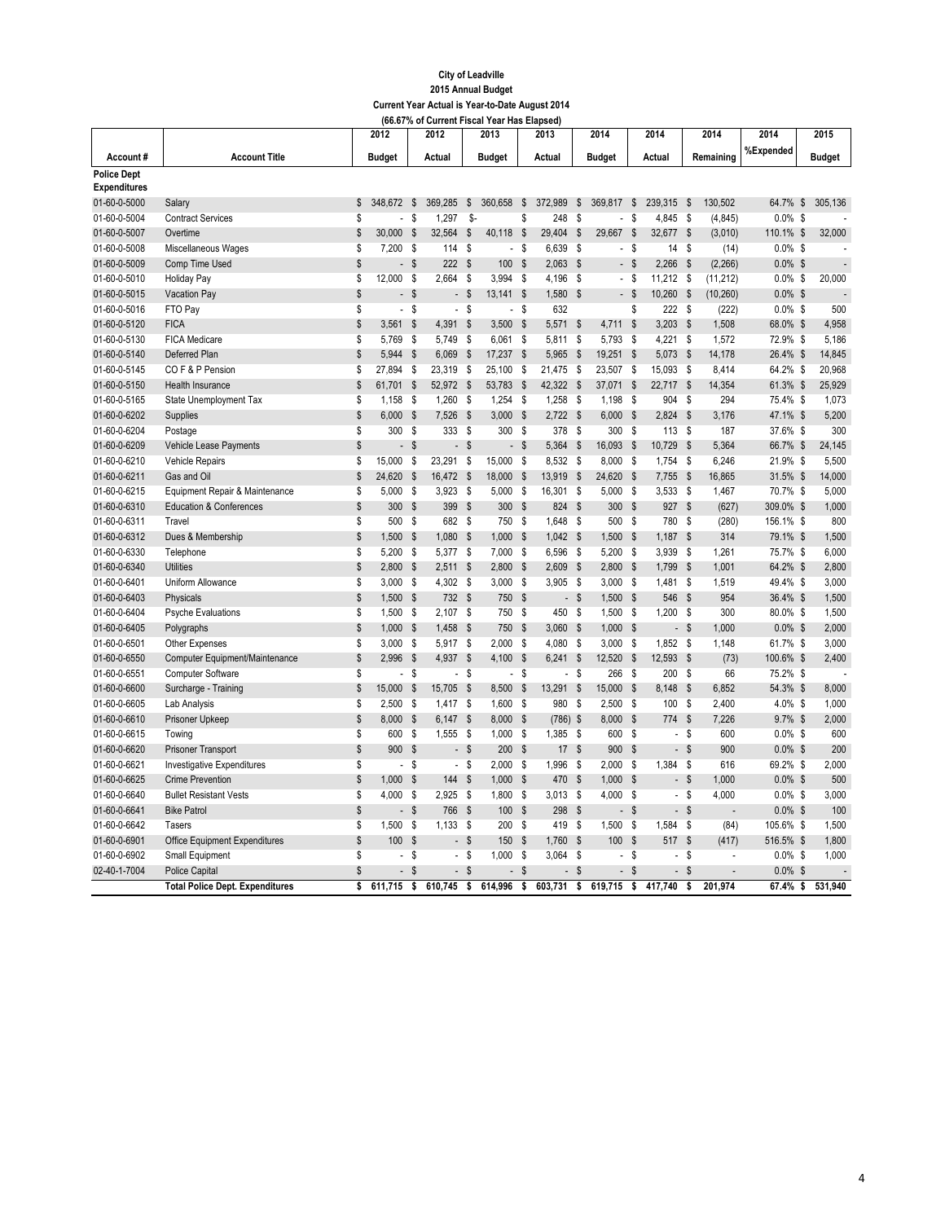**City of Leadville**
**2015 Annual Budget**
**Current Year Actual is Year-to-Date August 2014**
**(66.67% of Current Fiscal Year Has Elapsed)**

| Account # | Account Title | 2012 Budget | 2012 Actual | 2013 Budget | 2013 Actual | 2014 Budget | 2014 Actual | 2014 Remaining | 2014 %Expended | 2015 Budget |
|---|---|---|---|---|---|---|---|---|---|---|
| **Police Dept Expenditures** | | | | | | | | | | |
| 01-60-0-5000 | Salary | $ 348,672 | $ 369,285 | $ 360,658 | $ 372,989 | $ 369,817 | $ 239,315 | $ 130,502 | 64.7% | $ 305,136 |
| 01-60-0-5004 | Contract Services | $ - | $ 1,297 | $- | $ 248 | $ - | $ 4,845 | $ (4,845) | 0.0% | $ - |
| 01-60-0-5007 | Overtime | $ 30,000 | $ 32,564 | $ 40,118 | $ 29,404 | $ 29,667 | $ 32,677 | $ (3,010) | 110.1% | $ 32,000 |
| 01-60-0-5008 | Miscellaneous Wages | $ 7,200 | $ 114 | $ - | $ 6,639 | $ - | $ 14 | $ (14) | 0.0% | $ - |
| 01-60-0-5009 | Comp Time Used | $ - | $ 222 | $ 100 | $ 2,063 | $ - | $ 2,266 | $ (2,266) | 0.0% | $ - |
| 01-60-0-5010 | Holiday Pay | $ 12,000 | $ 2,664 | $ 3,994 | $ 4,196 | $ - | $ 11,212 | $ (11,212) | 0.0% | $ 20,000 |
| 01-60-0-5015 | Vacation Pay | $ - | $ - | $ 13,141 | $ 1,580 | $ - | $ 10,260 | $ (10,260) | 0.0% | $ - |
| 01-60-0-5016 | FTO Pay | $ - | $ - | $ - | $ 632 | | $ 222 | $ (222) | 0.0% | $ 500 |
| 01-60-0-5120 | FICA | $ 3,561 | $ 4,391 | $ 3,500 | $ 5,571 | $ 4,711 | $ 3,203 | $ 1,508 | 68.0% | $ 4,958 |
| 01-60-0-5130 | FICA Medicare | $ 5,769 | $ 5,749 | $ 6,061 | $ 5,811 | $ 5,793 | $ 4,221 | $ 1,572 | 72.9% | $ 5,186 |
| 01-60-0-5140 | Deferred Plan | $ 5,944 | $ 6,069 | $ 17,237 | $ 5,965 | $ 19,251 | $ 5,073 | $ 14,178 | 26.4% | $ 14,845 |
| 01-60-0-5145 | CO F & P Pension | $ 27,894 | $ 23,319 | $ 25,100 | $ 21,475 | $ 23,507 | $ 15,093 | $ 8,414 | 64.2% | $ 20,968 |
| 01-60-0-5150 | Health Insurance | $ 61,701 | $ 52,972 | $ 53,783 | $ 42,322 | $ 37,071 | $ 22,717 | $ 14,354 | 61.3% | $ 25,929 |
| 01-60-0-5165 | State Unemployment Tax | $ 1,158 | $ 1,260 | $ 1,254 | $ 1,258 | $ 1,198 | $ 904 | $ 294 | 75.4% | $ 1,073 |
| 01-60-0-6202 | Supplies | $ 6,000 | $ 7,526 | $ 3,000 | $ 2,722 | $ 6,000 | $ 2,824 | $ 3,176 | 47.1% | $ 5,200 |
| 01-60-0-6204 | Postage | $ 300 | $ 333 | $ 300 | $ 378 | $ 300 | $ 113 | $ 187 | 37.6% | $ 300 |
| 01-60-0-6209 | Vehicle Lease Payments | $ - | $ - | $ - | $ 5,364 | $ 16,093 | $ 10,729 | $ 5,364 | 66.7% | $ 24,145 |
| 01-60-0-6210 | Vehicle Repairs | $ 15,000 | $ 23,291 | $ 15,000 | $ 8,532 | $ 8,000 | $ 1,754 | $ 6,246 | 21.9% | $ 5,500 |
| 01-60-0-6211 | Gas and Oil | $ 24,620 | $ 16,472 | $ 18,000 | $ 13,919 | $ 24,620 | $ 7,755 | $ 16,865 | 31.5% | $ 14,000 |
| 01-60-0-6215 | Equipment Repair & Maintenance | $ 5,000 | $ 3,923 | $ 5,000 | $ 16,301 | $ 5,000 | $ 3,533 | $ 1,467 | 70.7% | $ 5,000 |
| 01-60-0-6310 | Education & Conferences | $ 300 | $ 399 | $ 300 | $ 824 | $ 300 | $ 927 | $ (627) | 309.0% | $ 1,000 |
| 01-60-0-6311 | Travel | $ 500 | $ 682 | $ 750 | $ 1,648 | $ 500 | $ 780 | $ (280) | 156.1% | $ 800 |
| 01-60-0-6312 | Dues & Membership | $ 1,500 | $ 1,080 | $ 1,000 | $ 1,042 | $ 1,500 | $ 1,187 | $ 314 | 79.1% | $ 1,500 |
| 01-60-0-6330 | Telephone | $ 5,200 | $ 5,377 | $ 7,000 | $ 6,596 | $ 5,200 | $ 3,939 | $ 1,261 | 75.7% | $ 6,000 |
| 01-60-0-6340 | Utilities | $ 2,800 | $ 2,511 | $ 2,800 | $ 2,609 | $ 2,800 | $ 1,799 | $ 1,001 | 64.2% | $ 2,800 |
| 01-60-0-6401 | Uniform Allowance | $ 3,000 | $ 4,302 | $ 3,000 | $ 3,905 | $ 3,000 | $ 1,481 | $ 1,519 | 49.4% | $ 3,000 |
| 01-60-0-6403 | Physicals | $ 1,500 | $ 732 | $ 750 | $ - | $ 1,500 | $ 546 | $ 954 | 36.4% | $ 1,500 |
| 01-60-0-6404 | Psyche Evaluations | $ 1,500 | $ 2,107 | $ 750 | $ 450 | $ 1,500 | $ 1,200 | $ 300 | 80.0% | $ 1,500 |
| 01-60-0-6405 | Polygraphs | $ 1,000 | $ 1,458 | $ 750 | $ 3,060 | $ 1,000 | $ - | $ 1,000 | 0.0% | $ 2,000 |
| 01-60-0-6501 | Other Expenses | $ 3,000 | $ 5,917 | $ 2,000 | $ 4,080 | $ 3,000 | $ 1,852 | $ 1,148 | 61.7% | $ 3,000 |
| 01-60-0-6550 | Computer Equipment/Maintenance | $ 2,996 | $ 4,937 | $ 4,100 | $ 6,241 | $ 12,520 | $ 12,593 | $ (73) | 100.6% | $ 2,400 |
| 01-60-0-6551 | Computer Software | $ - | $ - | $ - | $ - | $ 266 | $ 200 | $ 66 | 75.2% | $ - |
| 01-60-0-6600 | Surcharge - Training | $ 15,000 | $ 15,705 | $ 8,500 | $ 13,291 | $ 15,000 | $ 8,148 | $ 6,852 | 54.3% | $ 8,000 |
| 01-60-0-6605 | Lab Analysis | $ 2,500 | $ 1,417 | $ 1,600 | $ 980 | $ 2,500 | $ 100 | $ 2,400 | 4.0% | $ 1,000 |
| 01-60-0-6610 | Prisoner Upkeep | $ 8,000 | $ 6,147 | $ 8,000 | $ (786) | $ 8,000 | $ 774 | $ 7,226 | 9.7% | $ 2,000 |
| 01-60-0-6615 | Towing | $ 600 | $ 1,555 | $ 1,000 | $ 1,385 | $ 600 | $ - | $ 600 | 0.0% | $ 600 |
| 01-60-0-6620 | Prisoner Transport | $ 900 | $ - | $ 200 | $ 17 | $ 900 | $ - | $ 900 | 0.0% | $ 200 |
| 01-60-0-6621 | Investigative Expenditures | $ - | $ - | $ 2,000 | $ 1,996 | $ 2,000 | $ 1,384 | $ 616 | 69.2% | $ 2,000 |
| 01-60-0-6625 | Crime Prevention | $ 1,000 | $ 144 | $ 1,000 | $ 470 | $ 1,000 | $ - | $ 1,000 | 0.0% | $ 500 |
| 01-60-0-6640 | Bullet Resistant Vests | $ 4,000 | $ 2,925 | $ 1,800 | $ 3,013 | $ 4,000 | $ - | $ 4,000 | 0.0% | $ 3,000 |
| 01-60-0-6641 | Bike Patrol | $ - | $ 766 | $ 100 | $ 298 | $ - | $ - | $ - | 0.0% | $ 100 |
| 01-60-0-6642 | Tasers | $ 1,500 | $ 1,133 | $ 200 | $ 419 | $ 1,500 | $ 1,584 | $ (84) | 105.6% | $ 1,500 |
| 01-60-0-6901 | Office Equipment Expenditures | $ 100 | $ - | $ 150 | $ 1,760 | $ 100 | $ 517 | $ (417) | 516.5% | $ 1,800 |
| 01-60-0-6902 | Small Equipment | $ - | $ - | $ 1,000 | $ 3,064 | $ - | $ - | $ - | 0.0% | $ 1,000 |
| 02-40-1-7004 | Police Capital | $ - | $ - | $ - | $ - | $ - | $ - | $ - | 0.0% | $ - |
| | **Total Police Dept. Expenditures** | **$ 611,715** | **$ 610,745** | **$ 614,996** | **$ 603,731** | **$ 619,715** | **$ 417,740** | **$ 201,974** | **67.4%** | **$ 531,940** |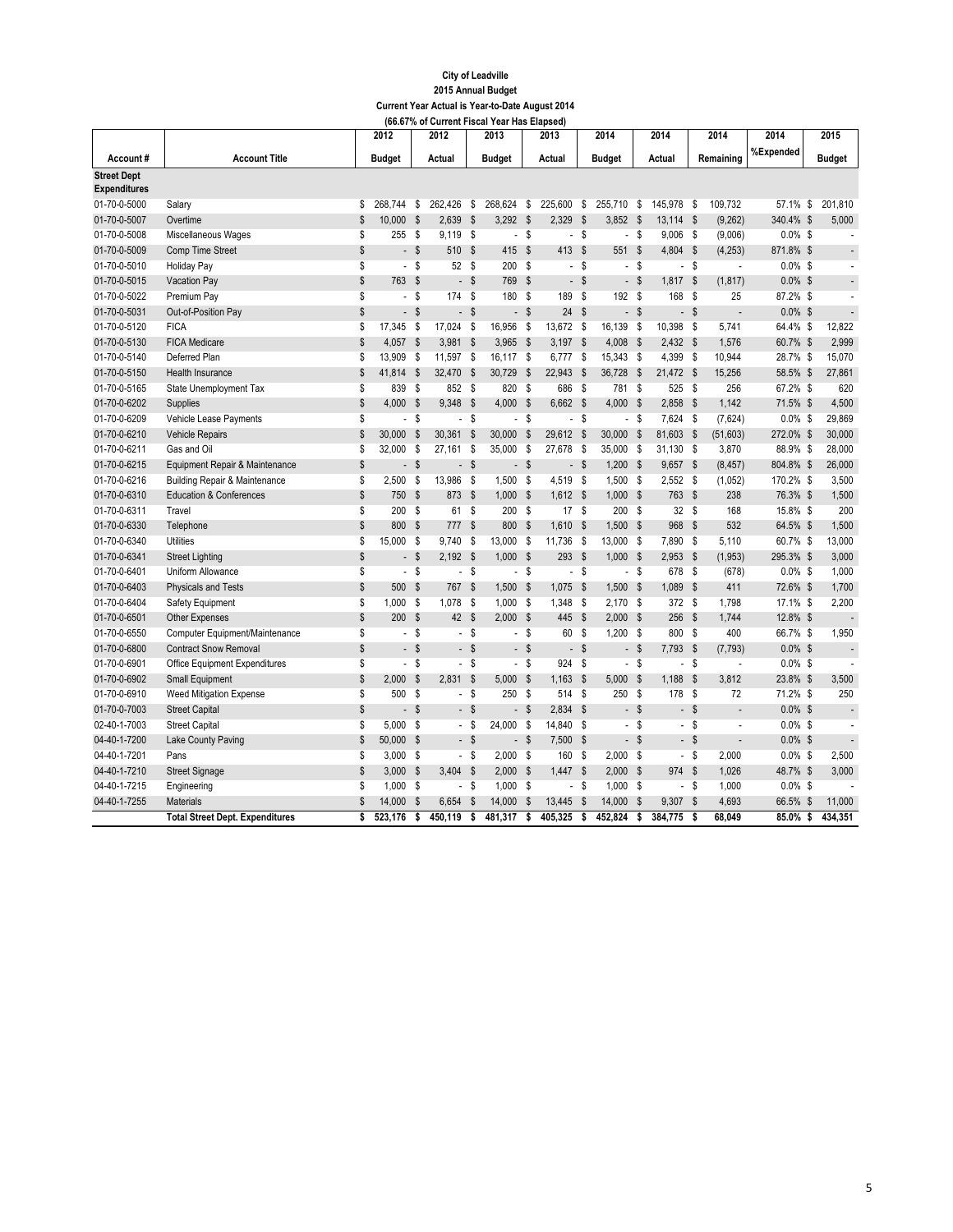**City of Leadville**
**2015 Annual Budget**
**Current Year Actual is Year-to-Date August 2014**
**(66.67% of Current Fiscal Year Has Elapsed)**

| Account # | Account Title | 2012 Budget | 2012 Actual | 2013 Budget | 2013 Actual | 2014 Budget | 2014 Actual | 2014 Remaining | 2014 %Expended | 2015 Budget |
|---|---|---|---|---|---|---|---|---|---|---|
| **Street Dept Expenditures** | | | | | | | | | | |
| 01-70-0-5000 | Salary | $ 268,744 | $ 262,426 | $ 268,624 | $ 225,600 | $ 255,710 | $ 145,978 | $ 109,732 | 57.1% | $ 201,810 |
| 01-70-0-5007 | Overtime | $ 10,000 | $ 2,639 | $ 3,292 | $ 2,329 | $ 3,852 | $ 13,114 | $ (9,262) | 340.4% | $ 5,000 |
| 01-70-0-5008 | Miscellaneous Wages | $ 255 | $ 9,119 | $ - | $ - | $ - | $ 9,006 | $ (9,006) | 0.0% | $ - |
| 01-70-0-5009 | Comp Time Street | $ - | $ 510 | $ 415 | $ 413 | $ 551 | $ 4,804 | $ (4,253) | 871.8% | $ - |
| 01-70-0-5010 | Holiday Pay | $ - | $ 52 | $ 200 | $ - | $ - | $ - | $ - | 0.0% | $ - |
| 01-70-0-5015 | Vacation Pay | $ 763 | $ - | $ 769 | $ - | $ - | $ 1,817 | $ (1,817) | 0.0% | $ - |
| 01-70-0-5022 | Premium Pay | $ - | $ 174 | $ 180 | $ 189 | $ 192 | $ 168 | $ 25 | 87.2% | $ - |
| 01-70-0-5031 | Out-of-Position Pay | $ - | $ - | $ - | $ 24 | $ - | $ - | $ - | 0.0% | $ - |
| 01-70-0-5120 | FICA | $ 17,345 | $ 17,024 | $ 16,956 | $ 13,672 | $ 16,139 | $ 10,398 | $ 5,741 | 64.4% | $ 12,822 |
| 01-70-0-5130 | FICA Medicare | $ 4,057 | $ 3,981 | $ 3,965 | $ 3,197 | $ 4,008 | $ 2,432 | $ 1,576 | 60.7% | $ 2,999 |
| 01-70-0-5140 | Deferred Plan | $ 13,909 | $ 11,597 | $ 16,117 | $ 6,777 | $ 15,343 | $ 4,399 | $ 10,944 | 28.7% | $ 15,070 |
| 01-70-0-5150 | Health Insurance | $ 41,814 | $ 32,470 | $ 30,729 | $ 22,943 | $ 36,728 | $ 21,472 | $ 15,256 | 58.5% | $ 27,861 |
| 01-70-0-5165 | State Unemployment Tax | $ 839 | $ 852 | $ 820 | $ 686 | $ 781 | $ 525 | $ 256 | 67.2% | $ 620 |
| 01-70-0-6202 | Supplies | $ 4,000 | $ 9,348 | $ 4,000 | $ 6,662 | $ 4,000 | $ 2,858 | $ 1,142 | 71.5% | $ 4,500 |
| 01-70-0-6209 | Vehicle Lease Payments | $ - | $ - | $ - | $ - | $ - | $ 7,624 | $ (7,624) | 0.0% | $ 29,869 |
| 01-70-0-6210 | Vehicle Repairs | $ 30,000 | $ 30,361 | $ 30,000 | $ 29,612 | $ 30,000 | $ 81,603 | $ (51,603) | 272.0% | $ 30,000 |
| 01-70-0-6211 | Gas and Oil | $ 32,000 | $ 27,161 | $ 35,000 | $ 27,678 | $ 35,000 | $ 31,130 | $ 3,870 | 88.9% | $ 28,000 |
| 01-70-0-6215 | Equipment Repair & Maintenance | $ - | $ - | $ - | $ - | $ 1,200 | $ 9,657 | $ (8,457) | 804.8% | $ 26,000 |
| 01-70-0-6216 | Building Repair & Maintenance | $ 2,500 | $ 13,986 | $ 1,500 | $ 4,519 | $ 1,500 | $ 2,552 | $ (1,052) | 170.2% | $ 3,500 |
| 01-70-0-6310 | Education & Conferences | $ 750 | $ 873 | $ 1,000 | $ 1,612 | $ 1,000 | $ 763 | $ 238 | 76.3% | $ 1,500 |
| 01-70-0-6311 | Travel | $ 200 | $ 61 | $ 200 | $ 17 | $ 200 | $ 32 | $ 168 | 15.8% | $ 200 |
| 01-70-0-6330 | Telephone | $ 800 | $ 777 | $ 800 | $ 1,610 | $ 1,500 | $ 968 | $ 532 | 64.5% | $ 1,500 |
| 01-70-0-6340 | Utilities | $ 15,000 | $ 9,740 | $ 13,000 | $ 11,736 | $ 13,000 | $ 7,890 | $ 5,110 | 60.7% | $ 13,000 |
| 01-70-0-6341 | Street Lighting | $ - | $ 2,192 | $ 1,000 | $ 293 | $ 1,000 | $ 2,953 | $ (1,953) | 295.3% | $ 3,000 |
| 01-70-0-6401 | Uniform Allowance | $ - | $ - | $ - | $ - | $ - | $ 678 | $ (678) | 0.0% | $ 1,000 |
| 01-70-0-6403 | Physicals and Tests | $ 500 | $ 767 | $ 1,500 | $ 1,075 | $ 1,500 | $ 1,089 | $ 411 | 72.6% | $ 1,700 |
| 01-70-0-6404 | Safety Equipment | $ 1,000 | $ 1,078 | $ 1,000 | $ 1,348 | $ 2,170 | $ 372 | $ 1,798 | 17.1% | $ 2,200 |
| 01-70-0-6501 | Other Expenses | $ 200 | $ 42 | $ 2,000 | $ 445 | $ 2,000 | $ 256 | $ 1,744 | 12.8% | $ - |
| 01-70-0-6550 | Computer Equipment/Maintenance | $ - | $ - | $ - | $ 60 | $ 1,200 | $ 800 | $ 400 | 66.7% | $ 1,950 |
| 01-70-0-6800 | Contract Snow Removal | $ - | $ - | $ - | $ - | $ - | $ 7,793 | $ (7,793) | 0.0% | $ - |
| 01-70-0-6901 | Office Equipment Expenditures | $ - | $ - | $ - | $ 924 | $ - | $ - | $ - | 0.0% | $ - |
| 01-70-0-6902 | Small Equipment | $ 2,000 | $ 2,831 | $ 5,000 | $ 1,163 | $ 5,000 | $ 1,188 | $ 3,812 | 23.8% | $ 3,500 |
| 01-70-0-6910 | Weed Mitigation Expense | $ 500 | $ - | $ 250 | $ 514 | $ 250 | $ 178 | $ 72 | 71.2% | $ 250 |
| 01-70-0-7003 | Street Capital | $ - | $ - | $ - | $ 2,834 | $ - | $ - | $ - | 0.0% | $ - |
| 02-40-1-7003 | Street Capital | $ 5,000 | $ - | $ 24,000 | $ 14,840 | $ - | $ - | $ - | 0.0% | $ - |
| 04-40-1-7200 | Lake County Paving | $ 50,000 | $ - | $ - | $ 7,500 | $ - | $ - | $ - | 0.0% | $ - |
| 04-40-1-7201 | Pans | $ 3,000 | $ - | $ 2,000 | $ 160 | $ 2,000 | $ - | $ 2,000 | 0.0% | $ 2,500 |
| 04-40-1-7210 | Street Signage | $ 3,000 | $ 3,404 | $ 2,000 | $ 1,447 | $ 2,000 | $ 974 | $ 1,026 | 48.7% | $ 3,000 |
| 04-40-1-7215 | Engineering | $ 1,000 | $ - | $ 1,000 | $ - | $ 1,000 | $ - | $ 1,000 | 0.0% | $ - |
| 04-40-1-7255 | Materials | $ 14,000 | $ 6,654 | $ 14,000 | $ 13,445 | $ 14,000 | $ 9,307 | $ 4,693 | 66.5% | $ 11,000 |
| | **Total Street Dept. Expenditures** | **$ 523,176** | **$ 450,119** | **$ 481,317** | **$ 405,325** | **$ 452,824** | **$ 384,775** | **$ 68,049** | **85.0%** | **$ 434,351** |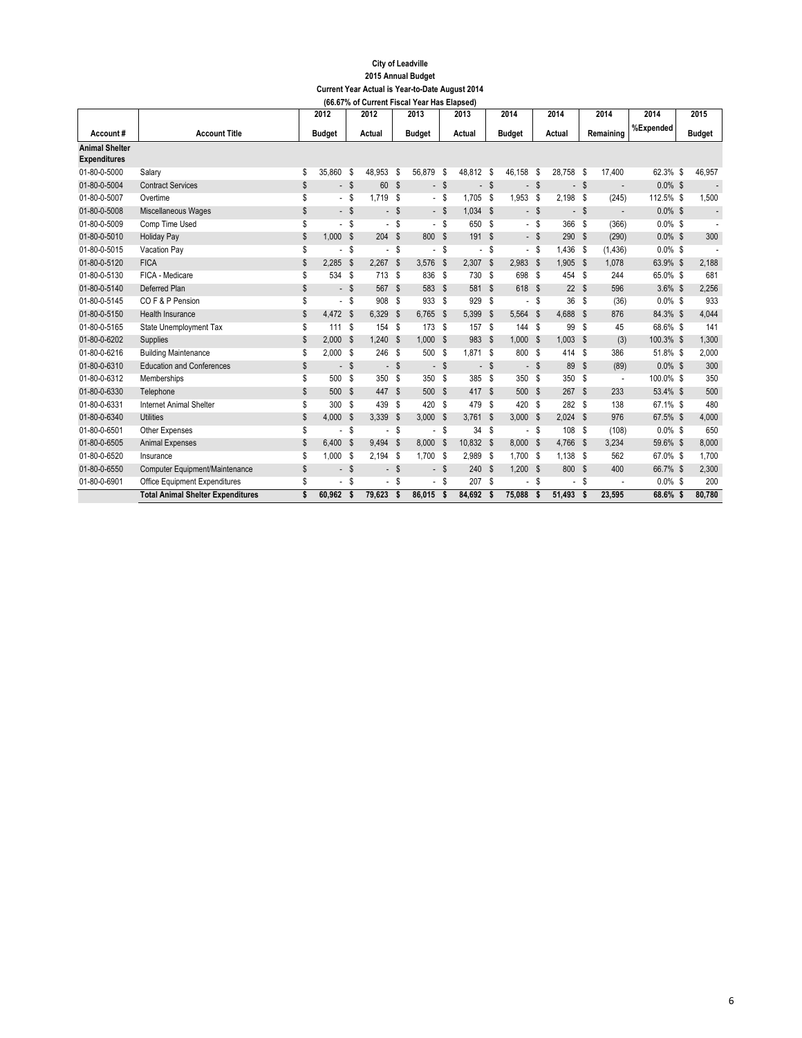**City of Leadville**
**2015 Annual Budget**
**Current Year Actual is Year-to-Date August 2014**
**(66.67% of Current Fiscal Year Has Elapsed)**

| Account # | Account Title | 2012 Budget | 2012 Actual | 2013 Budget | 2013 Actual | 2014 Budget | 2014 Actual | 2014 Remaining | 2014 %Expended | 2015 Budget |
|---|---|---|---|---|---|---|---|---|---|---|
| **Animal Shelter Expenditures** | | | | | | | | | | |
| 01-80-0-5000 | Salary | $ 35,860 | $ 48,953 | $ 56,879 | $ 48,812 | $ 46,158 | $ 28,758 | $ 17,400 | 62.3% | $ 46,957 |
| 01-80-0-5004 | Contract Services | $ - | $ 60 | $ - | $ - | $ - | $ - | $ - | 0.0% | $ - |
| 01-80-0-5007 | Overtime | $ - | $ 1,719 | $ - | $ 1,705 | $ 1,953 | $ 2,198 | $ (245) | 112.5% | $ 1,500 |
| 01-80-0-5008 | Miscellaneous Wages | $ - | $ - | $ - | $ 1,034 | $ - | $ - | $ - | 0.0% | $ - |
| 01-80-0-5009 | Comp Time Used | $ - | $ - | $ - | $ 650 | $ - | $ 366 | $ (366) | 0.0% | $ - |
| 01-80-0-5010 | Holiday Pay | $ 1,000 | $ 204 | $ 800 | $ 191 | $ - | $ 290 | $ (290) | 0.0% | $ 300 |
| 01-80-0-5015 | Vacation Pay | $ - | $ - | $ - | $ - | $ - | $ 1,436 | $ (1,436) | 0.0% | $ - |
| 01-80-0-5120 | FICA | $ 2,285 | $ 2,267 | $ 3,576 | $ 2,307 | $ 2,983 | $ 1,905 | $ 1,078 | 63.9% | $ 2,188 |
| 01-80-0-5130 | FICA - Medicare | $ 534 | $ 713 | $ 836 | $ 730 | $ 698 | $ 454 | $ 244 | 65.0% | $ 681 |
| 01-80-0-5140 | Deferred Plan | $ - | $ 567 | $ 583 | $ 581 | $ 618 | $ 22 | $ 596 | 3.6% | $ 2,256 |
| 01-80-0-5145 | CO F & P Pension | $ - | $ 908 | $ 933 | $ 929 | $ - | $ 36 | $ (36) | 0.0% | $ 933 |
| 01-80-0-5150 | Health Insurance | $ 4,472 | $ 6,329 | $ 6,765 | $ 5,399 | $ 5,564 | $ 4,688 | $ 876 | 84.3% | $ 4,044 |
| 01-80-0-5165 | State Unemployment Tax | $ 111 | $ 154 | $ 173 | $ 157 | $ 144 | $ 99 | $ 45 | 68.6% | $ 141 |
| 01-80-0-6202 | Supplies | $ 2,000 | $ 1,240 | $ 1,000 | $ 983 | $ 1,000 | $ 1,003 | $ (3) | 100.3% | $ 1,300 |
| 01-80-0-6216 | Building Maintenance | $ 2,000 | $ 246 | $ 500 | $ 1,871 | $ 800 | $ 414 | $ 386 | 51.8% | $ 2,000 |
| 01-80-0-6310 | Education and Conferences | $ - | $ - | $ - | $ - | $ - | $ 89 | $ (89) | 0.0% | $ 300 |
| 01-80-0-6312 | Memberships | $ 500 | $ 350 | $ 350 | $ 385 | $ 350 | $ 350 | $ - | 100.0% | $ 350 |
| 01-80-0-6330 | Telephone | $ 500 | $ 447 | $ 500 | $ 417 | $ 500 | $ 267 | $ 233 | 53.4% | $ 500 |
| 01-80-0-6331 | Internet Animal Shelter | $ 300 | $ 439 | $ 420 | $ 479 | $ 420 | $ 282 | $ 138 | 67.1% | $ 480 |
| 01-80-0-6340 | Utilities | $ 4,000 | $ 3,339 | $ 3,000 | $ 3,761 | $ 3,000 | $ 2,024 | $ 976 | 67.5% | $ 4,000 |
| 01-80-0-6501 | Other Expenses | $ - | $ - | $ - | $ 34 | $ - | $ 108 | $ (108) | 0.0% | $ 650 |
| 01-80-0-6505 | Animal Expenses | $ 6,400 | $ 9,494 | $ 8,000 | $ 10,832 | $ 8,000 | $ 4,766 | $ 3,234 | 59.6% | $ 8,000 |
| 01-80-0-6520 | Insurance | $ 1,000 | $ 2,194 | $ 1,700 | $ 2,989 | $ 1,700 | $ 1,138 | $ 562 | 67.0% | $ 1,700 |
| 01-80-0-6550 | Computer Equipment/Maintenance | $ - | $ - | $ - | $ 240 | $ 1,200 | $ 800 | $ 400 | 66.7% | $ 2,300 |
| 01-80-0-6901 | Office Equipment Expenditures | $ - | $ - | $ - | $ 207 | $ - | $ - | $ - | 0.0% | $ 200 |
| | **Total Animal Shelter Expenditures** | **$ 60,962** | **$ 79,623** | **$ 86,015** | **$ 84,692** | **$ 75,088** | **$ 51,493** | **$ 23,595** | **68.6%** | **$ 80,780** |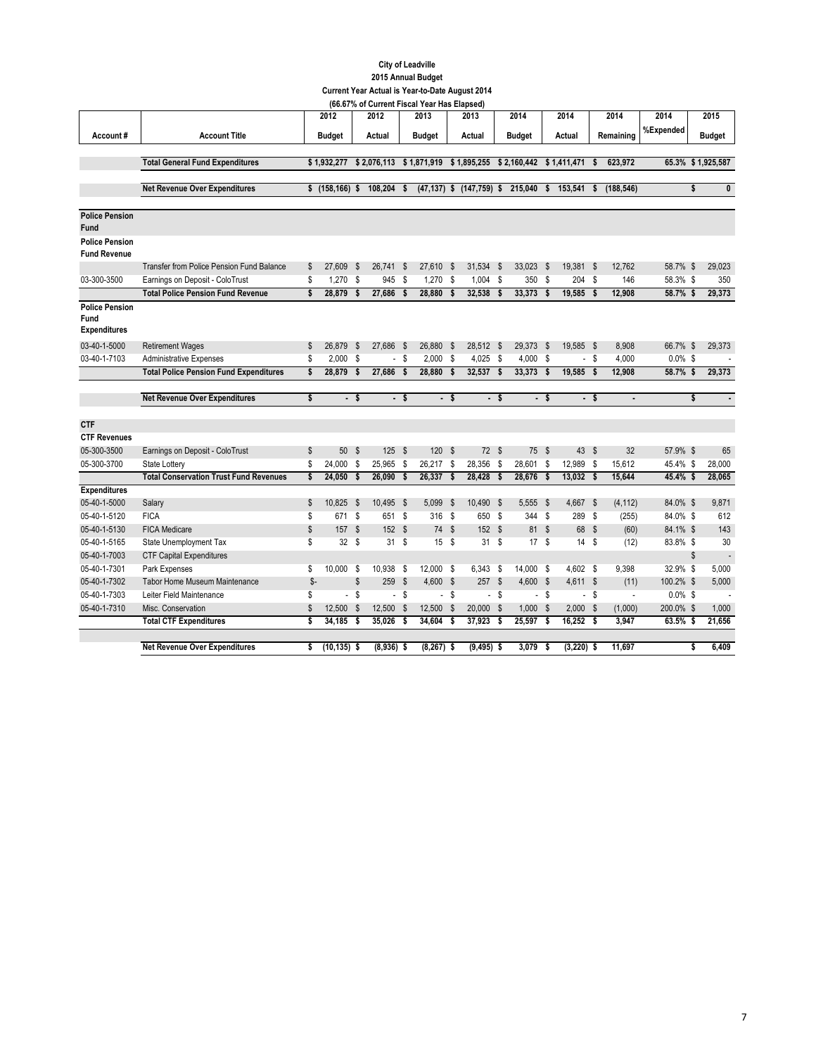**City of Leadville**
**2015 Annual Budget**
**Current Year Actual is Year-to-Date August 2014**
**(66.67% of Current Fiscal Year Has Elapsed)**

| Account # | Account Title | 2012 Budget | 2012 Actual | 2013 Budget | 2013 Actual | 2014 Budget | 2014 Actual | 2014 Remaining | 2014 %Expended | 2015 Budget |
|---|---|---|---|---|---|---|---|---|---|---|
| | **Total General Fund Expenditures** | **$ 1,932,277** | **$ 2,076,113** | **$ 1,871,919** | **$ 1,895,255** | **$ 2,160,442** | **$ 1,411,471** | **$ 623,972** | **65.3%** | **$ 1,925,587** |
| | **Net Revenue Over Expenditures** | **$ (158,166)** | **$ 108,204** | **$ (47,137)** | **$ (147,759)** | **$ 215,040** | **$ 153,541** | **$ (188,546)** | | **$ 0** |
| **Police Pension Fund** | | | | | | | | | | |
| **Police Pension Fund Revenue** | | | | | | | | | | |
| | Transfer from Police Pension Fund Balance | $ 27,609 | $ 26,741 | $ 27,610 | $ 31,534 | $ 33,023 | $ 19,381 | $ 12,762 | 58.7% | $ 29,023 |
| 03-300-3500 | Earnings on Deposit - ColoTrust | $ 1,270 | $ 945 | $ 1,270 | $ 1,004 | $ 350 | $ 204 | $ 146 | 58.3% | $ 350 |
| | **Total Police Pension Fund Revenue** | **$ 28,879** | **$ 27,686** | **$ 28,880** | **$ 32,538** | **$ 33,373** | **$ 19,585** | **$ 12,908** | **58.7%** | **$ 29,373** |
| **Police Pension Fund Expenditures** | | | | | | | | | | |
| 03-40-1-5000 | Retirement Wages | $ 26,879 | $ 27,686 | $ 26,880 | $ 28,512 | $ 29,373 | $ 19,585 | $ 8,908 | 66.7% | $ 29,373 |
| 03-40-1-7103 | Administrative Expenses | $ 2,000 | $ - | $ 2,000 | $ 4,025 | $ 4,000 | $ - | $ 4,000 | 0.0% | $ - |
| | **Total Police Pension Fund Expenditures** | **$ 28,879** | **$ 27,686** | **$ 28,880** | **$ 32,537** | **$ 33,373** | **$ 19,585** | **$ 12,908** | **58.7%** | **$ 29,373** |
| | **Net Revenue Over Expenditures** | **$ -** | **$ -** | **$ -** | **$ -** | **$ -** | **$ -** | **$ -** | | **$ -** |
| **CTF** | | | | | | | | | | |
| **CTF Revenues** | | | | | | | | | | |
| 05-300-3500 | Earnings on Deposit - ColoTrust | $ 50 | $ 125 | $ 120 | $ 72 | $ 75 | $ 43 | $ 32 | 57.9% | $ 65 |
| 05-300-3700 | State Lottery | $ 24,000 | $ 25,965 | $ 26,217 | $ 28,356 | $ 28,601 | $ 12,989 | $ 15,612 | 45.4% | $ 28,000 |
| | **Total Conservation Trust Fund Revenues** | **$ 24,050** | **$ 26,090** | **$ 26,337** | **$ 28,428** | **$ 28,676** | **$ 13,032** | **$ 15,644** | **45.4%** | **$ 28,065** |
| **Expenditures** | | | | | | | | | | |
| 05-40-1-5000 | Salary | $ 10,825 | $ 10,495 | $ 5,099 | $ 10,490 | $ 5,555 | $ 4,667 | $ (4,112) | 84.0% | $ 9,871 |
| 05-40-1-5120 | FICA | $ 671 | $ 651 | $ 316 | $ 650 | $ 344 | $ 289 | $ (255) | 84.0% | $ 612 |
| 05-40-1-5130 | FICA Medicare | $ 157 | $ 152 | $ 74 | $ 152 | $ 81 | $ 68 | $ (60) | 84.1% | $ 143 |
| 05-40-1-5165 | State Unemployment Tax | $ 32 | $ 31 | $ 15 | $ 31 | $ 17 | $ 14 | $ (12) | 83.8% | $ 30 |
| 05-40-1-7003 | CTF Capital Expenditures | | | | | | | | | $ - |
| 05-40-1-7301 | Park Expenses | $ 10,000 | $ 10,938 | $ 12,000 | $ 6,343 | $ 14,000 | $ 4,602 | $ 9,398 | 32.9% | $ 5,000 |
| 05-40-1-7302 | Tabor Home Museum Maintenance | $- | $ 259 | $ 4,600 | $ 257 | $ 4,600 | $ 4,611 | $ (11) | 100.2% | $ 5,000 |
| 05-40-1-7303 | Leiter Field Maintenance | $ - | $ - | $ - | $ - | $ - | $ - | $ - | 0.0% | $ - |
| 05-40-1-7310 | Misc. Conservation | $ 12,500 | $ 12,500 | $ 12,500 | $ 20,000 | $ 1,000 | $ 2,000 | $ (1,000) | 200.0% | $ 1,000 |
| | **Total CTF Expenditures** | **$ 34,185** | **$ 35,026** | **$ 34,604** | **$ 37,923** | **$ 25,597** | **$ 16,252** | **$ 3,947** | **63.5%** | **$ 21,656** |
| | **Net Revenue Over Expenditures** | **$ (10,135)** | **$ (8,936)** | **$ (8,267)** | **$ (9,495)** | **$ 3,079** | **$ (3,220)** | **$ 11,697** | | **$ 6,409** |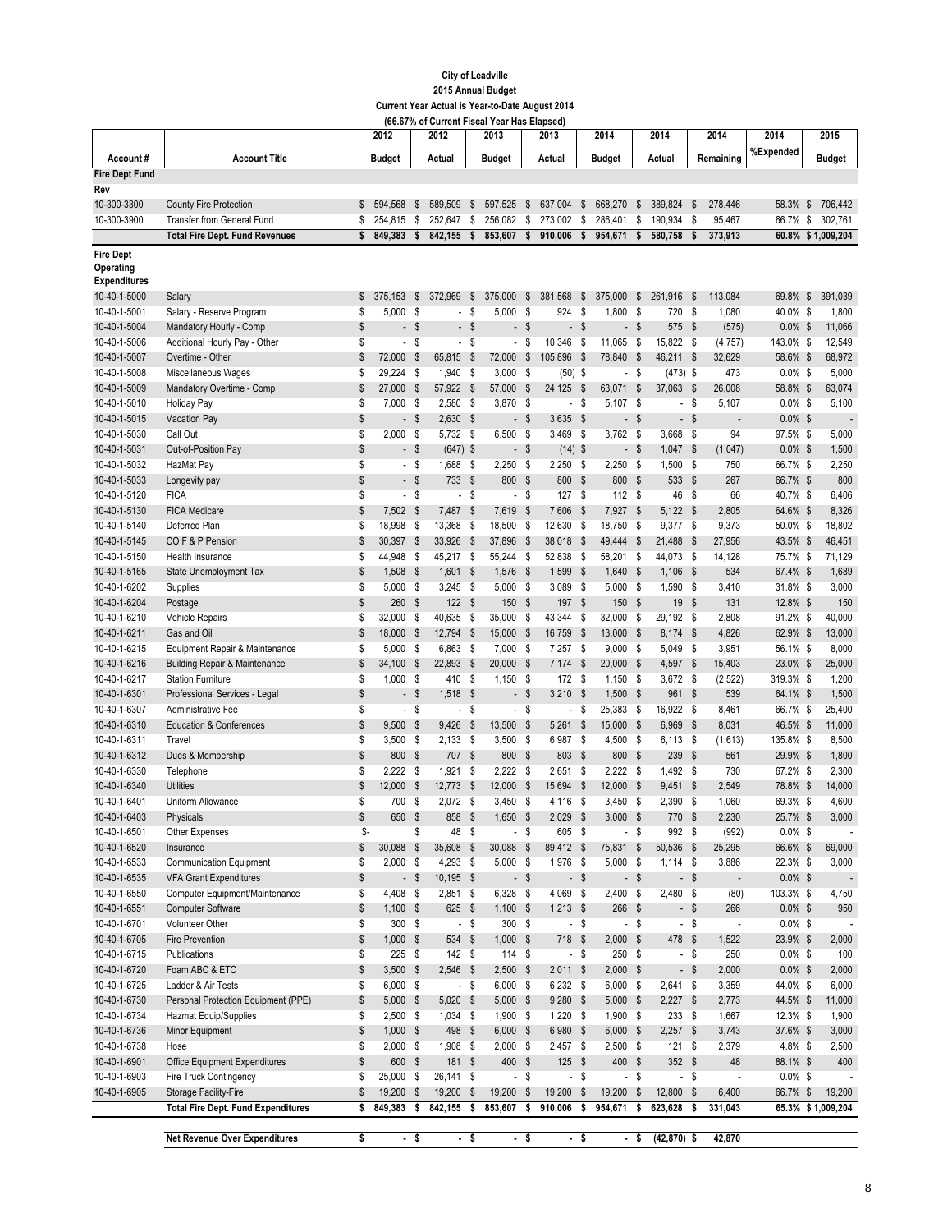**City of Leadville**
**2015 Annual Budget**
**Current Year Actual is Year-to-Date August 2014**
**(66.67% of Current Fiscal Year Has Elapsed)**

| Account # | Account Title | 2012 Budget | 2012 Actual | 2013 Budget | 2013 Actual | 2014 Budget | 2014 Actual | 2014 Remaining | 2014 %Expended | 2015 Budget |
|---|---|---|---|---|---|---|---|---|---|---|
| **Fire Dept Fund** | | | | | | | | | | |
| **Rev** | | | | | | | | | | |
| 10-300-3300 | County Fire Protection | $ 594,568 | $ 589,509 | $ 597,525 | $ 637,004 | $ 668,270 | $ 389,824 | $ 278,446 | 58.3% | $ 706,442 |
| 10-300-3900 | Transfer from General Fund | $ 254,815 | $ 252,647 | $ 256,082 | $ 273,002 | $ 286,401 | $ 190,934 | $ 95,467 | 66.7% | $ 302,761 |
| | **Total Fire Dept. Fund Revenues** | **$ 849,383** | **$ 842,155** | **$ 853,607** | **$ 910,006** | **$ 954,671** | **$ 580,758** | **$ 373,913** | **60.8%** | **$ 1,009,204** |
| **Fire Dept Operating Expenditures** | | | | | | | | | | |
| 10-40-1-5000 | Salary | $ 375,153 | $ 372,969 | $ 375,000 | $ 381,568 | $ 375,000 | $ 261,916 | $ 113,084 | 69.8% | $ 391,039 |
| 10-40-1-5001 | Salary - Reserve Program | $ 5,000 | $ - | $ 5,000 | $ 924 | $ 1,800 | $ 720 | $ 1,080 | 40.0% | $ 1,800 |
| 10-40-1-5004 | Mandatory Hourly - Comp | $ - | $ - | $ - | $ - | $ - | $ 575 | $ (575) | 0.0% | $ 11,066 |
| 10-40-1-5006 | Additional Hourly Pay - Other | $ - | $ - | $ - | $ 10,346 | $ 11,065 | $ 15,822 | $ (4,757) | 143.0% | $ 12,549 |
| 10-40-1-5007 | Overtime - Other | $ 72,000 | $ 65,815 | $ 72,000 | $ 105,896 | $ 78,840 | $ 46,211 | $ 32,629 | 58.6% | $ 68,972 |
| 10-40-1-5008 | Miscellaneous Wages | $ 29,224 | $ 1,940 | $ 3,000 | $ (50) | $ - | $ (473) | $ 473 | 0.0% | $ 5,000 |
| 10-40-1-5009 | Mandatory Overtime - Comp | $ 27,000 | $ 57,922 | $ 57,000 | $ 24,125 | $ 63,071 | $ 37,063 | $ 26,008 | 58.8% | $ 63,074 |
| 10-40-1-5010 | Holiday Pay | $ 7,000 | $ 2,580 | $ 3,870 | $ - | $ 5,107 | $ - | $ 5,107 | 0.0% | $ 5,100 |
| 10-40-1-5015 | Vacation Pay | $ - | $ 2,630 | $ - | $ 3,635 | $ - | $ - | $ - | 0.0% | $ - |
| 10-40-1-5030 | Call Out | $ 2,000 | $ 5,732 | $ 6,500 | $ 3,469 | $ 3,762 | $ 3,668 | $ 94 | 97.5% | $ 5,000 |
| 10-40-1-5031 | Out-of-Position Pay | $ - | $ (647) | $ - | $ (14) | $ - | $ 1,047 | $ (1,047) | 0.0% | $ 1,500 |
| 10-40-1-5032 | HazMat Pay | $ - | $ 1,688 | $ 2,250 | $ 2,250 | $ 2,250 | $ 1,500 | $ 750 | 66.7% | $ 2,250 |
| 10-40-1-5033 | Longevity pay | $ - | $ 733 | $ 800 | $ 800 | $ 800 | $ 533 | $ 267 | 66.7% | $ 800 |
| 10-40-1-5120 | FICA | $ - | $ - | $ - | $ 127 | $ 112 | $ 46 | $ 66 | 40.7% | $ 6,406 |
| 10-40-1-5130 | FICA Medicare | $ 7,502 | $ 7,487 | $ 7,619 | $ 7,606 | $ 7,927 | $ 5,122 | $ 2,805 | 64.6% | $ 8,326 |
| 10-40-1-5140 | Deferred Plan | $ 18,998 | $ 13,368 | $ 18,500 | $ 12,630 | $ 18,750 | $ 9,377 | $ 9,373 | 50.0% | $ 18,802 |
| 10-40-1-5145 | CO F & P Pension | $ 30,397 | $ 33,926 | $ 37,896 | $ 38,018 | $ 49,444 | $ 21,488 | $ 27,956 | 43.5% | $ 46,451 |
| 10-40-1-5150 | Health Insurance | $ 44,948 | $ 45,217 | $ 55,244 | $ 52,838 | $ 58,201 | $ 44,073 | $ 14,128 | 75.7% | $ 71,129 |
| 10-40-1-5165 | State Unemployment Tax | $ 1,508 | $ 1,601 | $ 1,576 | $ 1,599 | $ 1,640 | $ 1,106 | $ 534 | 67.4% | $ 1,689 |
| 10-40-1-6202 | Supplies | $ 5,000 | $ 3,245 | $ 5,000 | $ 3,089 | $ 5,000 | $ 1,590 | $ 3,410 | 31.8% | $ 3,000 |
| 10-40-1-6204 | Postage | $ 260 | $ 122 | $ 150 | $ 197 | $ 150 | $ 19 | $ 131 | 12.8% | $ 150 |
| 10-40-1-6210 | Vehicle Repairs | $ 32,000 | $ 40,635 | $ 35,000 | $ 43,344 | $ 32,000 | $ 29,192 | $ 2,808 | 91.2% | $ 40,000 |
| 10-40-1-6211 | Gas and Oil | $ 18,000 | $ 12,794 | $ 15,000 | $ 16,759 | $ 13,000 | $ 8,174 | $ 4,826 | 62.9% | $ 13,000 |
| 10-40-1-6215 | Equipment Repair & Maintenance | $ 5,000 | $ 6,863 | $ 7,000 | $ 7,257 | $ 9,000 | $ 5,049 | $ 3,951 | 56.1% | $ 8,000 |
| 10-40-1-6216 | Building Repair & Maintenance | $ 34,100 | $ 22,893 | $ 20,000 | $ 7,174 | $ 20,000 | $ 4,597 | $ 15,403 | 23.0% | $ 25,000 |
| 10-40-1-6217 | Station Furniture | $ 1,000 | $ 410 | $ 1,150 | $ 172 | $ 1,150 | $ 3,672 | $ (2,522) | 319.3% | $ 1,200 |
| 10-40-1-6301 | Professional Services - Legal | $ - | $ 1,518 | $ - | $ 3,210 | $ 1,500 | $ 961 | $ 539 | 64.1% | $ 1,500 |
| 10-40-1-6307 | Administrative Fee | $ - | $ - | $ - | $ - | $ 25,383 | $ 16,922 | $ 8,461 | 66.7% | $ 25,400 |
| 10-40-1-6310 | Education & Conferences | $ 9,500 | $ 9,426 | $ 13,500 | $ 5,261 | $ 15,000 | $ 6,969 | $ 8,031 | 46.5% | $ 11,000 |
| 10-40-1-6311 | Travel | $ 3,500 | $ 2,133 | $ 3,500 | $ 6,987 | $ 4,500 | $ 6,113 | $ (1,613) | 135.8% | $ 8,500 |
| 10-40-1-6312 | Dues & Membership | $ 800 | $ 707 | $ 800 | $ 803 | $ 800 | $ 239 | $ 561 | 29.9% | $ 1,800 |
| 10-40-1-6330 | Telephone | $ 2,222 | $ 1,921 | $ 2,222 | $ 2,651 | $ 2,222 | $ 1,492 | $ 730 | 67.2% | $ 2,300 |
| 10-40-1-6340 | Utilities | $ 12,000 | $ 12,773 | $ 12,000 | $ 15,694 | $ 12,000 | $ 9,451 | $ 2,549 | 78.8% | $ 14,000 |
| 10-40-1-6401 | Uniform Allowance | $ 700 | $ 2,072 | $ 3,450 | $ 4,116 | $ 3,450 | $ 2,390 | $ 1,060 | 69.3% | $ 4,600 |
| 10-40-1-6403 | Physicals | $ 650 | $ 858 | $ 1,650 | $ 2,029 | $ 3,000 | $ 770 | $ 2,230 | 25.7% | $ 3,000 |
| 10-40-1-6501 | Other Expenses | $- | $ 48 | $ - | $ 605 | $ - | $ 992 | $ (992) | 0.0% | $ - |
| 10-40-1-6520 | Insurance | $ 30,088 | $ 35,608 | $ 30,088 | $ 89,412 | $ 75,831 | $ 50,536 | $ 25,295 | 66.6% | $ 69,000 |
| 10-40-1-6533 | Communication Equipment | $ 2,000 | $ 4,293 | $ 5,000 | $ 1,976 | $ 5,000 | $ 1,114 | $ 3,886 | 22.3% | $ 3,000 |
| 10-40-1-6535 | VFA Grant Expenditures | $ - | $ 10,195 | $ - | $ - | $ - | $ - | $ - | 0.0% | $ - |
| 10-40-1-6550 | Computer Equipment/Maintenance | $ 4,408 | $ 2,851 | $ 6,328 | $ 4,069 | $ 2,400 | $ 2,480 | $ (80) | 103.3% | $ 4,750 |
| 10-40-1-6551 | Computer Software | $ 1,100 | $ 625 | $ 1,100 | $ 1,213 | $ 266 | $ - | $ 266 | 0.0% | $ 950 |
| 10-40-1-6701 | Volunteer Other | $ 300 | $ - | $ 300 | $ - | $ - | $ - | $ - | 0.0% | $ - |
| 10-40-1-6705 | Fire Prevention | $ 1,000 | $ 534 | $ 1,000 | $ 718 | $ 2,000 | $ 478 | $ 1,522 | 23.9% | $ 2,000 |
| 10-40-1-6715 | Publications | $ 225 | $ 142 | $ 114 | $ - | $ 250 | $ - | $ 250 | 0.0% | $ 100 |
| 10-40-1-6720 | Foam ABC & ETC | $ 3,500 | $ 2,546 | $ 2,500 | $ 2,011 | $ 2,000 | $ - | $ 2,000 | 0.0% | $ 2,000 |
| 10-40-1-6725 | Ladder & Air Tests | $ 6,000 | $ - | $ 6,000 | $ 6,232 | $ 6,000 | $ 2,641 | $ 3,359 | 44.0% | $ 6,000 |
| 10-40-1-6730 | Personal Protection Equipment (PPE) | $ 5,000 | $ 5,020 | $ 5,000 | $ 9,280 | $ 5,000 | $ 2,227 | $ 2,773 | 44.5% | $ 11,000 |
| 10-40-1-6734 | Hazmat Equip/Supplies | $ 2,500 | $ 1,034 | $ 1,900 | $ 1,220 | $ 1,900 | $ 233 | $ 1,667 | 12.3% | $ 1,900 |
| 10-40-1-6736 | Minor Equipment | $ 1,000 | $ 498 | $ 6,000 | $ 6,980 | $ 6,000 | $ 2,257 | $ 3,743 | 37.6% | $ 3,000 |
| 10-40-1-6738 | Hose | $ 2,000 | $ 1,908 | $ 2,000 | $ 2,457 | $ 2,500 | $ 121 | $ 2,379 | 4.8% | $ 2,500 |
| 10-40-1-6901 | Office Equipment Expenditures | $ 600 | $ 181 | $ 400 | $ 125 | $ 400 | $ 352 | $ 48 | 88.1% | $ 400 |
| 10-40-1-6903 | Fire Truck Contingency | $ 25,000 | $ 26,141 | $ - | $ - | $ - | $ - | $ - | 0.0% | $ - |
| 10-40-1-6905 | Storage Facility-Fire | $ 19,200 | $ 19,200 | $ 19,200 | $ 19,200 | $ 19,200 | $ 12,800 | $ 6,400 | 66.7% | $ 19,200 |
| | **Total Fire Dept. Fund Expenditures** | **$ 849,383** | **$ 842,155** | **$ 853,607** | **$ 910,006** | **$ 954,671** | **$ 623,628** | **$ 331,043** | **65.3%** | **$ 1,009,204** |
| | **Net Revenue Over Expenditures** | **$ -** | **$ -** | **$ -** | **$ -** | **$ -** | **$ (42,870)** | **$ 42,870** | | |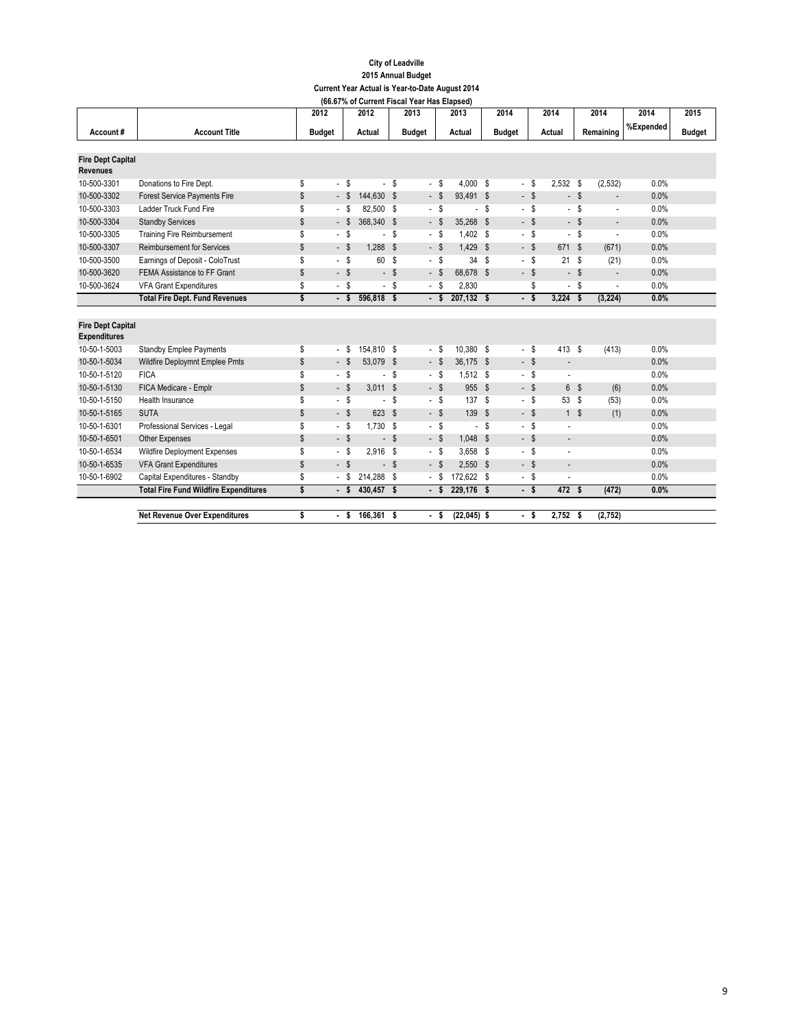**City of Leadville**
**2015 Annual Budget**
**Current Year Actual is Year-to-Date August 2014**
**(66.67% of Current Fiscal Year Has Elapsed)**

| Account # | Account Title | 2012 Budget | 2012 Actual | 2013 Budget | 2013 Actual | 2014 Budget | 2014 Actual | 2014 Remaining | 2014 %Expended | 2015 Budget |
|---|---|---|---|---|---|---|---|---|---|---|
| **Fire Dept Capital Revenues** | | | | | | | | | | |
| 10-500-3301 | Donations to Fire Dept. | $ - | $ - | $ - | $ 4,000 | $ - | $ 2,532 | $ (2,532) | 0.0% | |
| 10-500-3302 | Forest Service Payments Fire | $ - | $ 144,630 | $ - | $ 93,491 | $ - | $ - | $ - | 0.0% | |
| 10-500-3303 | Ladder Truck Fund Fire | $ - | $ 82,500 | $ - | $ - | $ - | $ - | $ - | 0.0% | |
| 10-500-3304 | Standby Services | $ - | $ 368,340 | $ - | $ 35,268 | $ - | $ - | $ - | 0.0% | |
| 10-500-3305 | Training Fire Reimbursement | $ - | $ - | $ - | $ 1,402 | $ - | $ - | $ - | 0.0% | |
| 10-500-3307 | Reimbursement for Services | $ - | $ 1,288 | $ - | $ 1,429 | $ - | $ 671 | $ (671) | 0.0% | |
| 10-500-3500 | Earnings of Deposit - ColoTrust | $ - | $ 60 | $ - | $ 34 | $ - | $ 21 | $ (21) | 0.0% | |
| 10-500-3620 | FEMA Assistance to FF Grant | $ - | $ - | $ - | $ 68,678 | $ - | $ - | $ - | 0.0% | |
| 10-500-3624 | VFA Grant Expenditures | $ - | $ - | $ - | $ 2,830 | | $ - | $ - | 0.0% | |
| | **Total Fire Dept. Fund Revenues** | **$ -** | **$ 596,818** | **$ -** | **$ 207,132** | **$ -** | **$ 3,224** | **$ (3,224)** | **0.0%** | |
| **Fire Dept Capital Expenditures** | | | | | | | | | | |
| 10-50-1-5003 | Standby Emplee Payments | $ - | $ 154,810 | $ - | $ 10,380 | $ - | $ 413 | $ (413) | 0.0% | |
| 10-50-1-5034 | Wildfire Deploymnt Emplee Pmts | $ - | $ 53,079 | $ - | $ 36,175 | $ - | - | | 0.0% | |
| 10-50-1-5120 | FICA | $ - | $ - | $ - | $ 1,512 | $ - | - | | 0.0% | |
| 10-50-1-5130 | FICA Medicare - Emplr | $ - | $ 3,011 | $ - | $ 955 | $ - | 6 | $ (6) | 0.0% | |
| 10-50-1-5150 | Health Insurance | $ - | $ - | $ - | $ 137 | $ - | 53 | $ (53) | 0.0% | |
| 10-50-1-5165 | SUTA | $ - | $ 623 | $ - | $ 139 | $ - | 1 | $ (1) | 0.0% | |
| 10-50-1-6301 | Professional Services - Legal | $ - | $ 1,730 | $ - | $ - | $ - | - | | 0.0% | |
| 10-50-1-6501 | Other Expenses | $ - | $ - | $ - | $ 1,048 | $ - | - | | 0.0% | |
| 10-50-1-6534 | Wildfire Deployment Expenses | $ - | $ 2,916 | $ - | $ 3,658 | $ - | - | | 0.0% | |
| 10-50-1-6535 | VFA Grant Expenditures | $ - | $ - | $ - | $ 2,550 | $ - | - | | 0.0% | |
| 10-50-1-6902 | Capital Expenditures - Standby | $ - | $ 214,288 | $ - | $ 172,622 | $ - | - | | 0.0% | |
| | **Total Fire Fund Wildfire Expenditures** | **$ -** | **$ 430,457** | **$ -** | **$ 229,176** | **$ -** | **$ 472** | **$ (472)** | **0.0%** | |
| | **Net Revenue Over Expenditures** | **$ -** | **$ 166,361** | **$ -** | **$ (22,045)** | **$ -** | **$ 2,752** | **$ (2,752)** | | |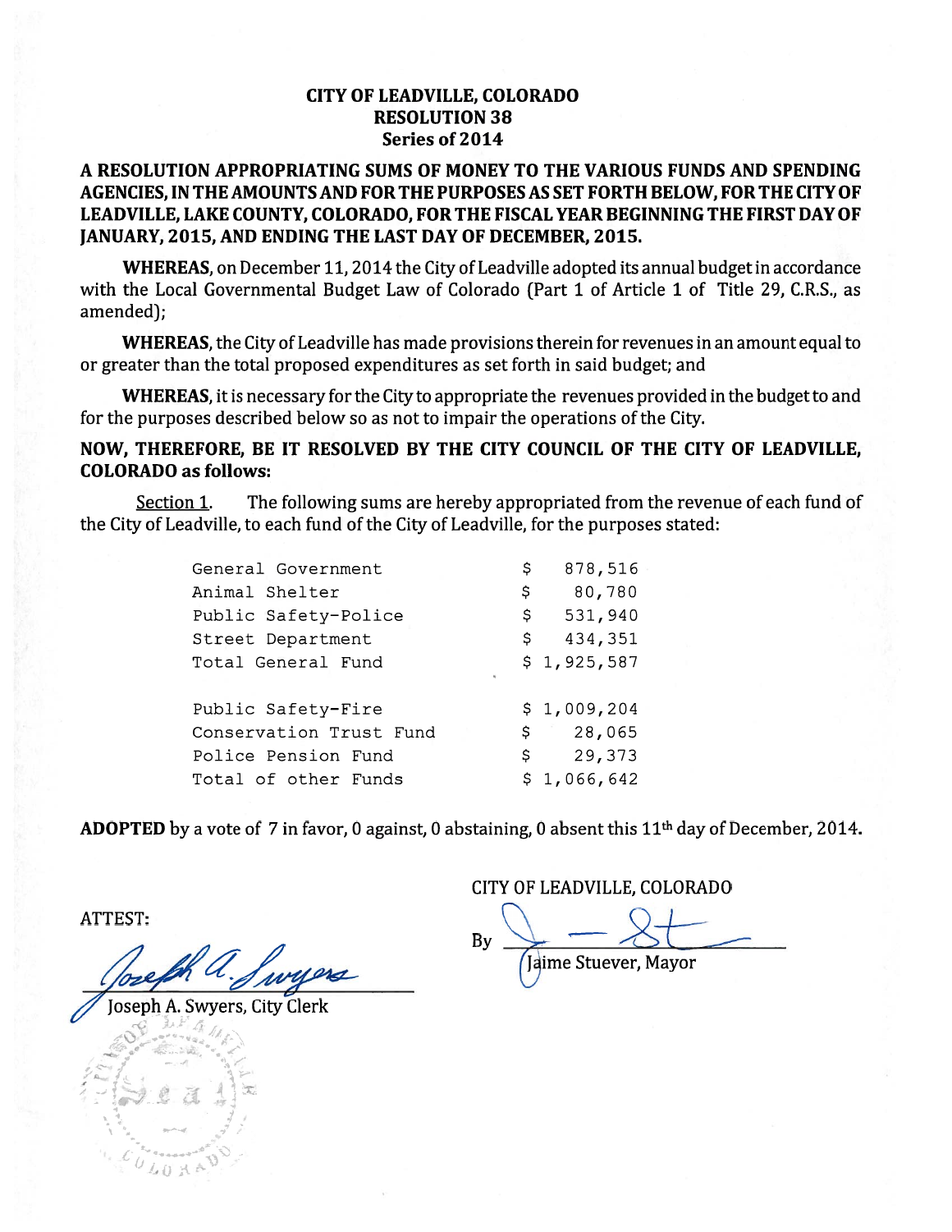**CITY OF LEADVILLE, COLORADO**
**RESOLUTION 38**
**Series of 2014**

**A RESOLUTION APPROPRIATING SUMS OF MONEY TO THE VARIOUS FUNDS AND SPENDING AGENCIES, IN THE AMOUNTS AND FOR THE PURPOSES AS SET FORTH BELOW, FOR THE CITY OF LEADVILLE, LAKE COUNTY, COLORADO, FOR THE FISCAL YEAR BEGINNING THE FIRST DAY OF JANUARY, 2015, AND ENDING THE LAST DAY OF DECEMBER, 2015.**

**WHEREAS**, on December 11, 2014 the City of Leadville adopted its annual budget in accordance with the Local Governmental Budget Law of Colorado (Part 1 of Article 1 of Title 29, C.R.S., as amended);

**WHEREAS**, the City of Leadville has made provisions therein for revenues in an amount equal to or greater than the total proposed expenditures as set forth in said budget; and

**WHEREAS**, it is necessary for the City to appropriate the revenues provided in the budget to and for the purposes described below so as not to impair the operations of the City.

**NOW, THEREFORE, BE IT RESOLVED BY THE CITY COUNCIL OF THE CITY OF LEADVILLE, COLORADO as follows:**

Section 1. The following sums are hereby appropriated from the revenue of each fund of the City of Leadville, to each fund of the City of Leadville, for the purposes stated:

| | |
|---|---|
| General Government | $ 878,516 |
| Animal Shelter | $ 80,780 |
| Public Safety-Police | $ 531,940 |
| Street Department | $ 434,351 |
| Total General Fund | $ 1,925,587 |
| | |
| Public Safety-Fire | $ 1,009,204 |
| Conservation Trust Fund | $ 28,065 |
| Police Pension Fund | $ 29,373 |
| Total of other Funds | $ 1,066,642 |

**ADOPTED** by a vote of 7 in favor, 0 against, 0 abstaining, 0 absent this 11th day of December, 2014.

ATTEST:

Joseph A. Swyers, City Clerk

CITY OF LEADVILLE, COLORADO

By Jaime Stuever, Mayor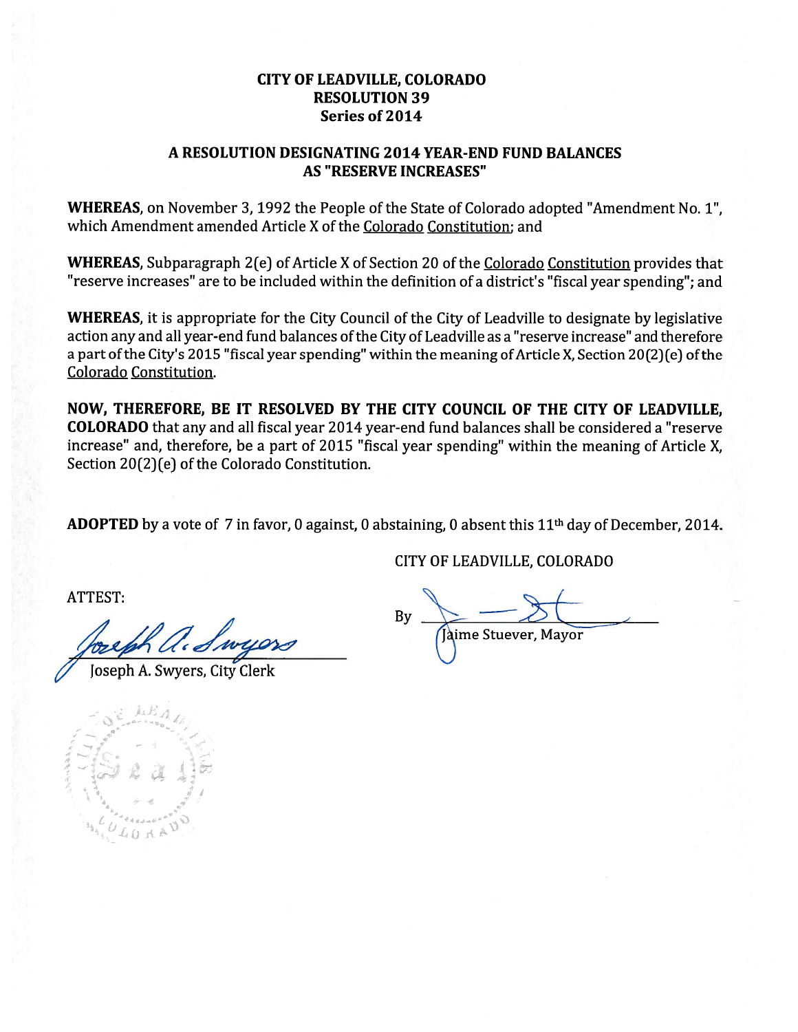**CITY OF LEADVILLE, COLORADO**
**RESOLUTION 39**
**Series of 2014**

**A RESOLUTION DESIGNATING 2014 YEAR-END FUND BALANCES AS "RESERVE INCREASES"**

**WHEREAS**, on November 3, 1992 the People of the State of Colorado adopted "Amendment No. 1", which Amendment amended Article X of the Colorado Constitution; and

**WHEREAS**, Subparagraph 2(e) of Article X of Section 20 of the Colorado Constitution provides that "reserve increases" are to be included within the definition of a district's "fiscal year spending"; and

**WHEREAS**, it is appropriate for the City Council of the City of Leadville to designate by legislative action any and all year-end fund balances of the City of Leadville as a "reserve increase" and therefore a part of the City's 2015 "fiscal year spending" within the meaning of Article X, Section 20(2)(e) of the Colorado Constitution.

**NOW, THEREFORE, BE IT RESOLVED BY THE CITY COUNCIL OF THE CITY OF LEADVILLE, COLORADO** that any and all fiscal year 2014 year-end fund balances shall be considered a "reserve increase" and, therefore, be a part of 2015 "fiscal year spending" within the meaning of Article X, Section 20(2)(e) of the Colorado Constitution.

**ADOPTED** by a vote of 7 in favor, 0 against, 0 abstaining, 0 absent this 11th day of December, 2014.

CITY OF LEADVILLE, COLORADO

ATTEST:

Joseph A. Swyers, City Clerk

By Jaime Stuever, Mayor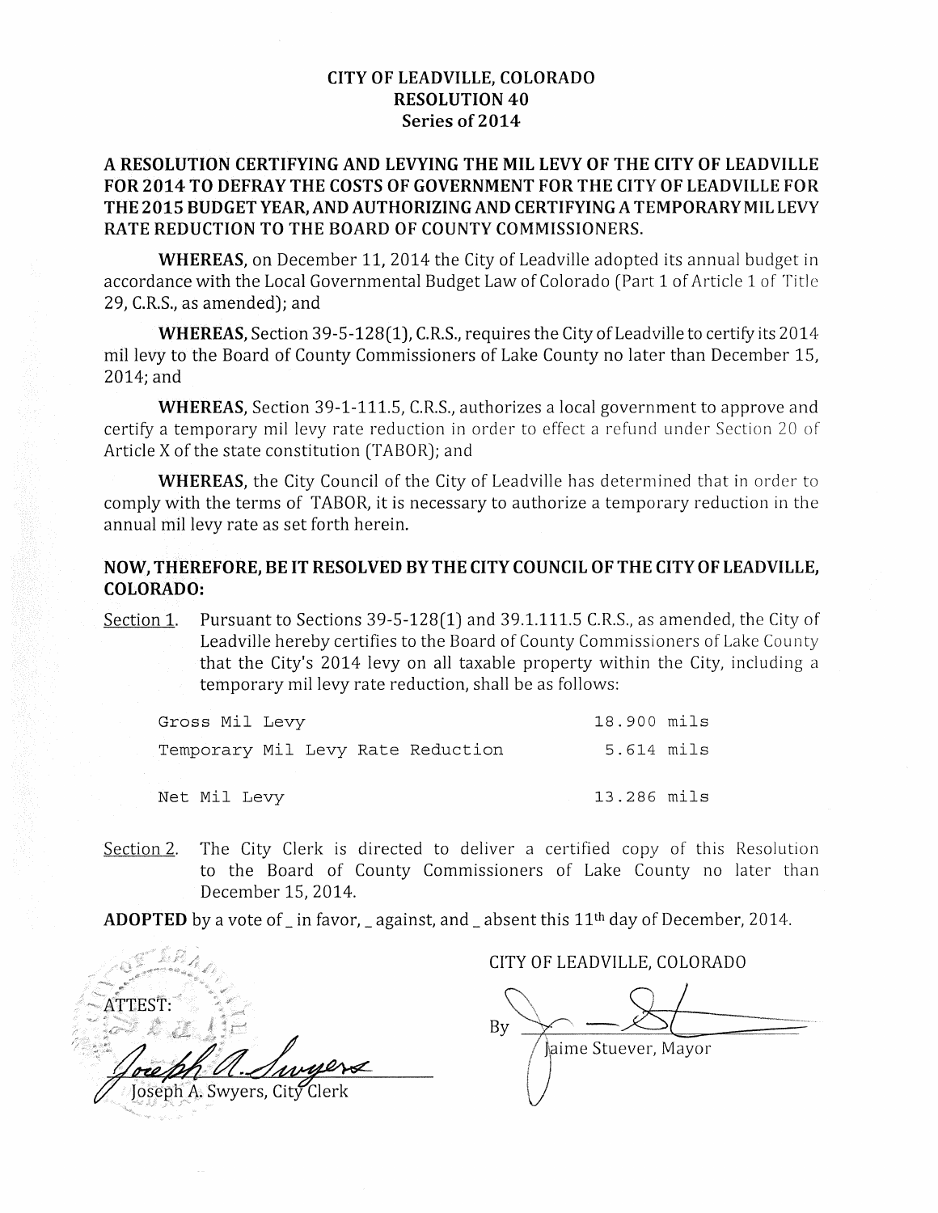# CITY OF LEADVILLE, COLORADO
## RESOLUTION 40
### Series of 2014

**A RESOLUTION CERTIFYING AND LEVYING THE MIL LEVY OF THE CITY OF LEADVILLE FOR 2014 TO DEFRAY THE COSTS OF GOVERNMENT FOR THE CITY OF LEADVILLE FOR THE 2015 BUDGET YEAR, AND AUTHORIZING AND CERTIFYING A TEMPORARY MIL LEVY RATE REDUCTION TO THE BOARD OF COUNTY COMMISSIONERS.**

**WHEREAS,** on December 11, 2014 the City of Leadville adopted its annual budget in accordance with the Local Governmental Budget Law of Colorado (Part 1 of Article 1 of Title 29, C.R.S., as amended); and

**WHEREAS,** Section 39-5-128(1), C.R.S., requires the City of Leadville to certify its 2014 mil levy to the Board of County Commissioners of Lake County no later than December 15, 2014; and

**WHEREAS,** Section 39-1-111.5, C.R.S., authorizes a local government to approve and certify a temporary mil levy rate reduction in order to effect a refund under Section 20 of Article X of the state constitution (TABOR); and

**WHEREAS,** the City Council of the City of Leadville has determined that in order to comply with the terms of TABOR, it is necessary to authorize a temporary reduction in the annual mil levy rate as set forth herein.

**NOW, THEREFORE, BE IT RESOLVED BY THE CITY COUNCIL OF THE CITY OF LEADVILLE, COLORADO:**

Section 1. Pursuant to Sections 39-5-128(1) and 39.1.111.5 C.R.S., as amended, the City of Leadville hereby certifies to the Board of County Commissioners of Lake County that the City's 2014 levy on all taxable property within the City, including a temporary mil levy rate reduction, shall be as follows:

| | |
|---|---|
| Gross Mil Levy | 18.900 mils |
| Temporary Mil Levy Rate Reduction | 5.614 mils |
| Net Mil Levy | 13.286 mils |

Section 2. The City Clerk is directed to deliver a certified copy of this Resolution to the Board of County Commissioners of Lake County no later than December 15, 2014.

**ADOPTED** by a vote of _ in favor, _ against, and _ absent this 11th day of December, 2014.

ATTEST:

Joseph A. Swyers, City Clerk

CITY OF LEADVILLE, COLORADO

By ______________________

Jaime Stuever, Mayor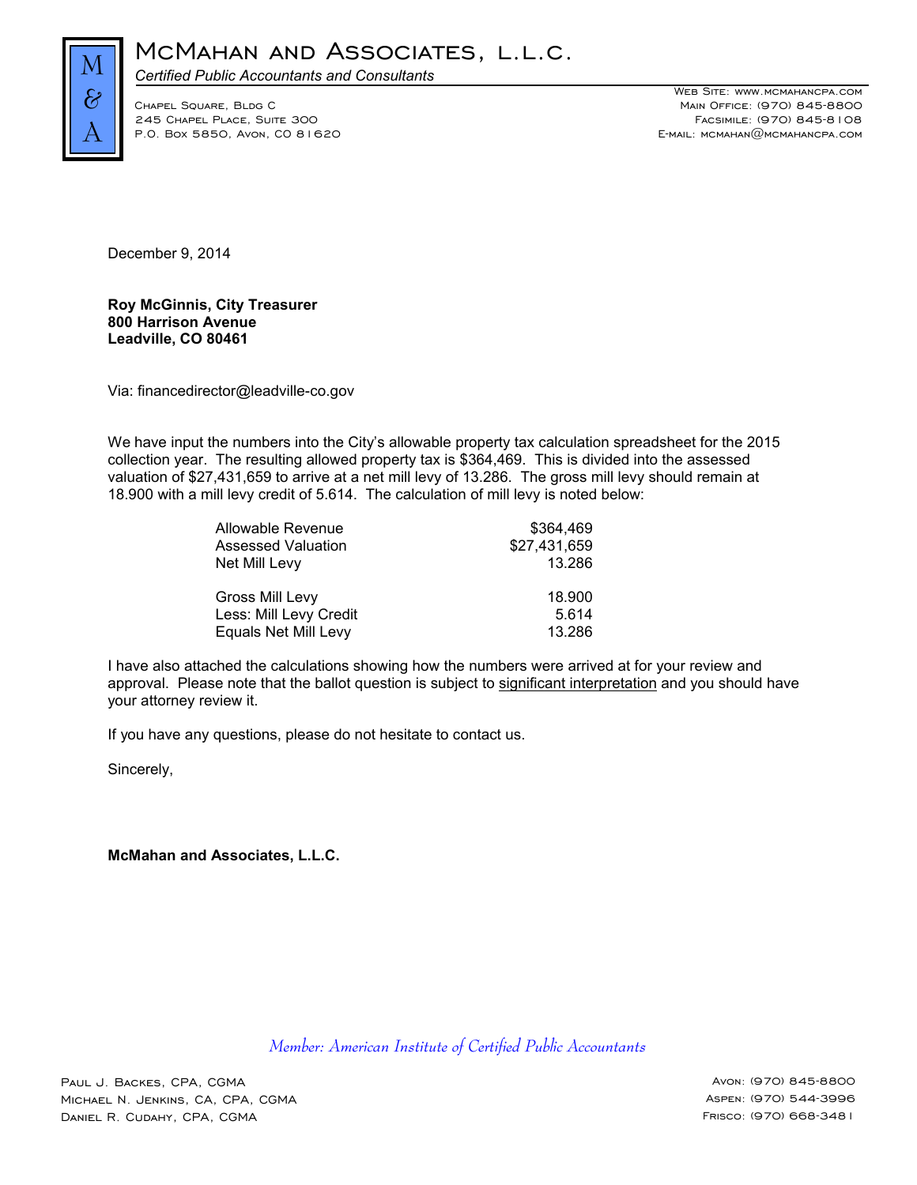# McMahan and Associates, L.L.C.

*Certified Public Accountants and Consultants*

Chapel Square, Bldg C
245 Chapel Place, Suite 300
P.O. Box 5850, Avon, CO 81620

Web Site: www.mcmahancpa.com
Main Office: (970) 845-8800
Facsimile: (970) 845-8108
E-mail: mcmahan@mcmahancpa.com

December 9, 2014

**Roy McGinnis, City Treasurer**
**800 Harrison Avenue**
**Leadville, CO 80461**

Via: financedirector@leadville-co.gov

We have input the numbers into the City's allowable property tax calculation spreadsheet for the 2015 collection year. The resulting allowed property tax is $364,469. This is divided into the assessed valuation of $27,431,659 to arrive at a net mill levy of 13.286. The gross mill levy should remain at 18.900 with a mill levy credit of 5.614. The calculation of mill levy is noted below:

| | |
|---|---:|
| Allowable Revenue | $364,469 |
| Assessed Valuation | $27,431,659 |
| Net Mill Levy | 13.286 |
| | |
| Gross Mill Levy | 18.900 |
| Less: Mill Levy Credit | 5.614 |
| Equals Net Mill Levy | 13.286 |

I have also attached the calculations showing how the numbers were arrived at for your review and approval. Please note that the ballot question is subject to significant interpretation and you should have your attorney review it.

If you have any questions, please do not hesitate to contact us.

Sincerely,

**McMahan and Associates, L.L.C.**

*Member: American Institute of Certified Public Accountants*

Paul J. Backes, CPA, CGMA
Michael N. Jenkins, CA, CPA, CGMA
Daniel R. Cudahy, CPA, CGMA

Avon: (970) 845-8800
Aspen: (970) 544-3996
Frisco: (970) 668-3481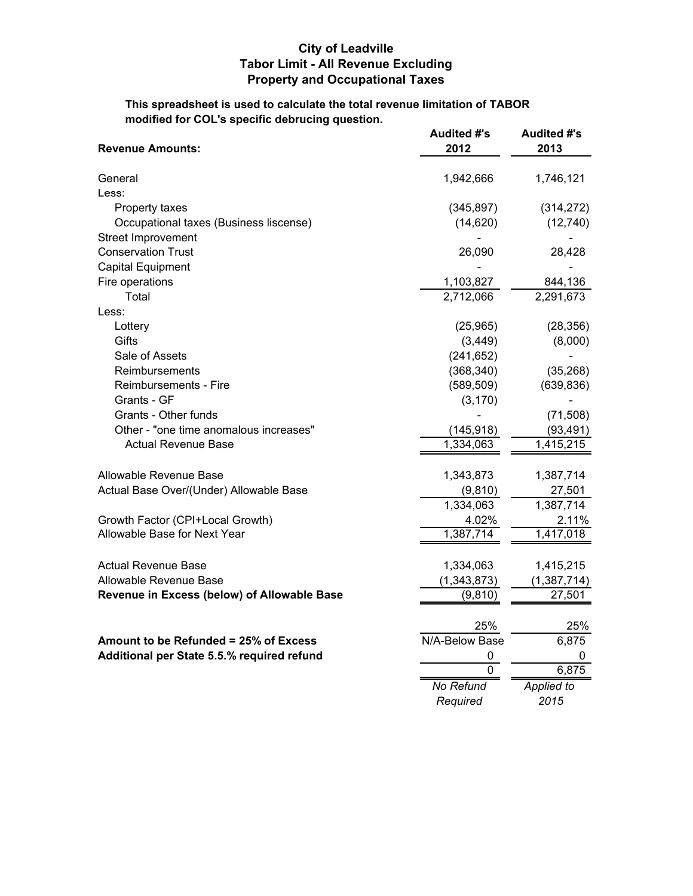# City of Leadville
## Tabor Limit - All Revenue Excluding Property and Occupational Taxes

**This spreadsheet is used to calculate the total revenue limitation of TABOR modified for COL's specific debrucing question.**

| **Revenue Amounts:** | **Audited #'s 2012** | **Audited #'s 2013** |
|---|---|---|
| General | 1,942,666 | 1,746,121 |
| Less: | | |
| Property taxes | (345,897) | (314,272) |
| Occupational taxes (Business liscense) | (14,620) | (12,740) |
| Street Improvement | - | - |
| Conservation Trust | 26,090 | 28,428 |
| Capital Equipment | - | - |
| Fire operations | 1,103,827 | 844,136 |
| Total | 2,712,066 | 2,291,673 |
| Less: | | |
| Lottery | (25,965) | (28,356) |
| Gifts | (3,449) | (8,000) |
| Sale of Assets | (241,652) | - |
| Reimbursements | (368,340) | (35,268) |
| Reimbursements - Fire | (589,509) | (639,836) |
| Grants - GF | (3,170) | - |
| Grants - Other funds | - | (71,508) |
| Other - "one time anomalous increases" | (145,918) | (93,491) |
| Actual Revenue Base | 1,334,063 | 1,415,215 |
| | | |
| Allowable Revenue Base | 1,343,873 | 1,387,714 |
| Actual Base Over/(Under) Allowable Base | (9,810) | 27,501 |
| | 1,334,063 | 1,387,714 |
| Growth Factor (CPI+Local Growth) | 4.02% | 2.11% |
| Allowable Base for Next Year | 1,387,714 | 1,417,018 |
| | | |
| Actual Revenue Base | 1,334,063 | 1,415,215 |
| Allowable Revenue Base | (1,343,873) | (1,387,714) |
| **Revenue in Excess (below) of Allowable Base** | (9,810) | 27,501 |
| | | |
| | 25% | 25% |
| **Amount to be Refunded = 25% of Excess** | N/A-Below Base | 6,875 |
| **Additional per State 5.5.% required refund** | 0 | 0 |
| | 0 | 6,875 |
| | *No Refund Required* | *Applied to 2015* |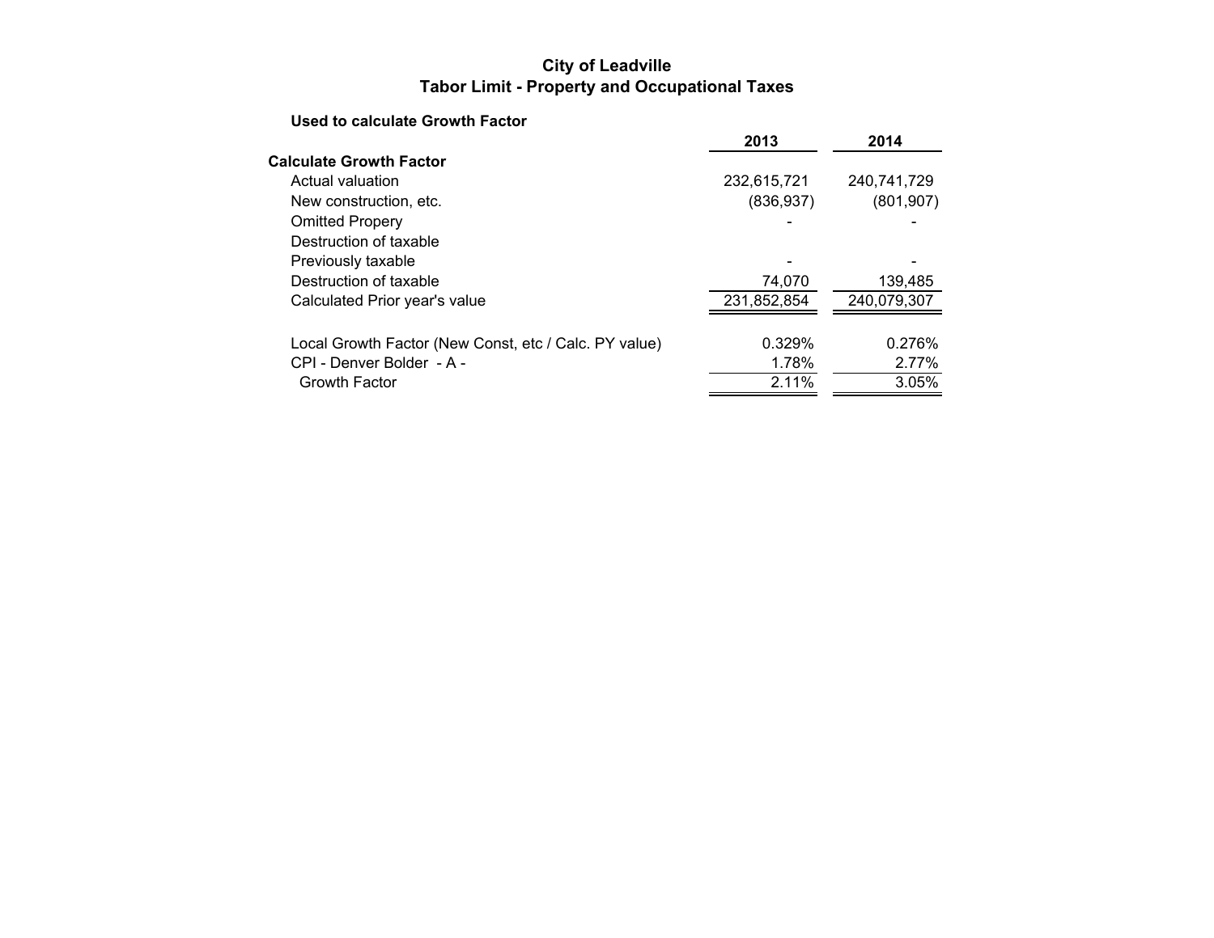# City of Leadville
## Tabor Limit - Property and Occupational Taxes

**Used to calculate Growth Factor**

| | 2013 | 2014 |
|---|---|---|
| **Calculate Growth Factor** | | |
| Actual valuation | 232,615,721 | 240,741,729 |
| New construction, etc. | (836,937) | (801,907) |
| Omitted Propery | - | - |
| Destruction of taxable | | |
| Previously taxable | - | - |
| Destruction of taxable | 74,070 | 139,485 |
| Calculated Prior year's value | 231,852,854 | 240,079,307 |
| | | |
| Local Growth Factor (New Const, etc / Calc. PY value) | 0.329% | 0.276% |
| CPI - Denver Bolder - A - | 1.78% | 2.77% |
| Growth Factor | 2.11% | 3.05% |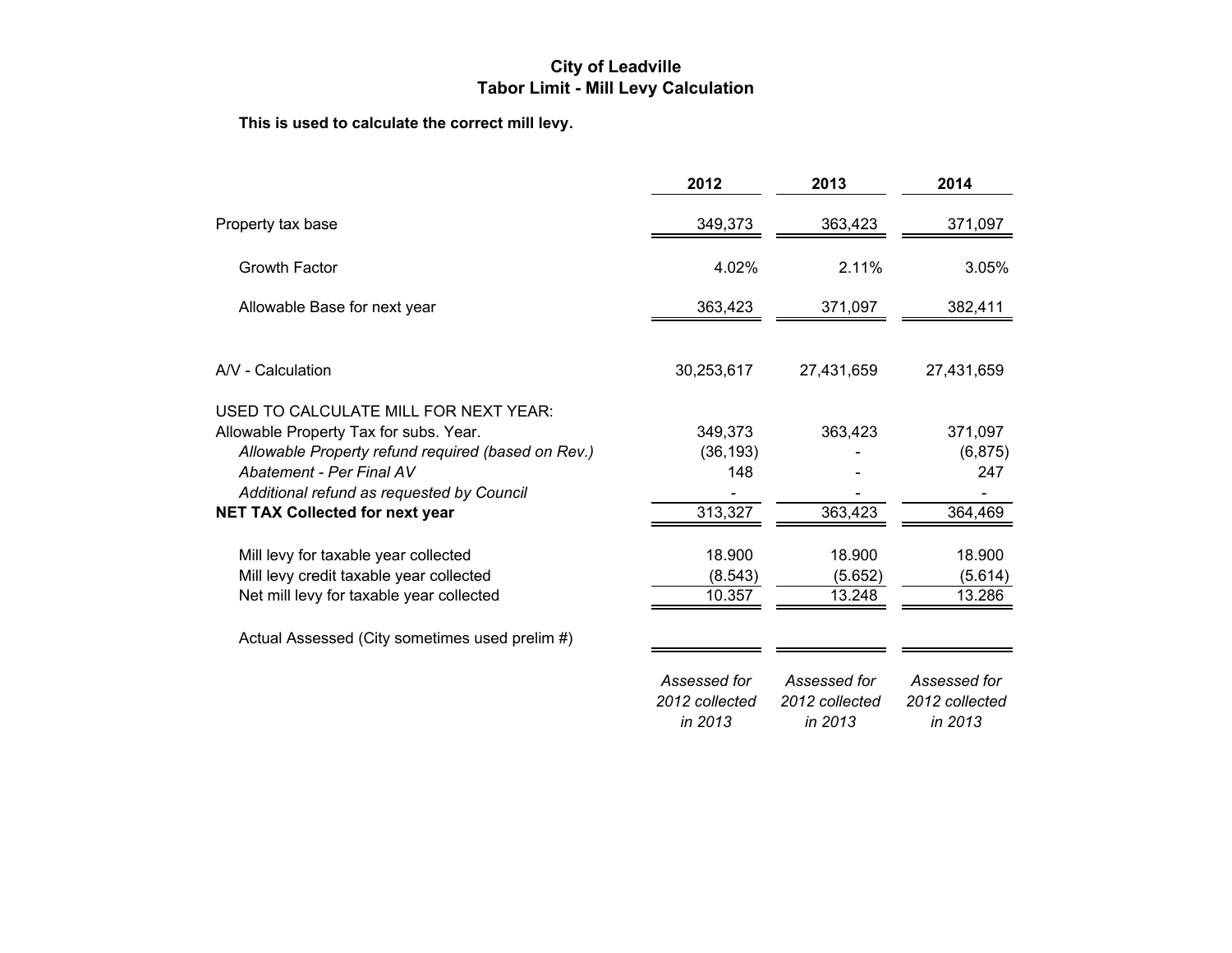# City of Leadville
## Tabor Limit - Mill Levy Calculation

**This is used to calculate the correct mill levy.**

| | **2012** | **2013** | **2014** |
|---|---|---|---|
| Property tax base | 349,373 | 363,423 | 371,097 |
| Growth Factor | 4.02% | 2.11% | 3.05% |
| Allowable Base for next year | 363,423 | 371,097 | 382,411 |
| A/V - Calculation | 30,253,617 | 27,431,659 | 27,431,659 |
| USED TO CALCULATE MILL FOR NEXT YEAR: | | | |
| Allowable Property Tax for subs. Year. | 349,373 | 363,423 | 371,097 |
| *Allowable Property refund required (based on Rev.)* | (36,193) | - | (6,875) |
| *Abatement - Per Final AV* | 148 | - | 247 |
| *Additional refund as requested by Council* | - | - | - |
| **NET TAX Collected for next year** | 313,327 | 363,423 | 364,469 |
| Mill levy for taxable year collected | 18.900 | 18.900 | 18.900 |
| Mill levy credit taxable year collected | (8.543) | (5.652) | (5.614) |
| Net mill levy for taxable year collected | 10.357 | 13.248 | 13.286 |
| Actual Assessed (City sometimes used prelim #) | | | |
| | *Assessed for 2012 collected in 2013* | *Assessed for 2012 collected in 2013* | *Assessed for 2012 collected in 2013* |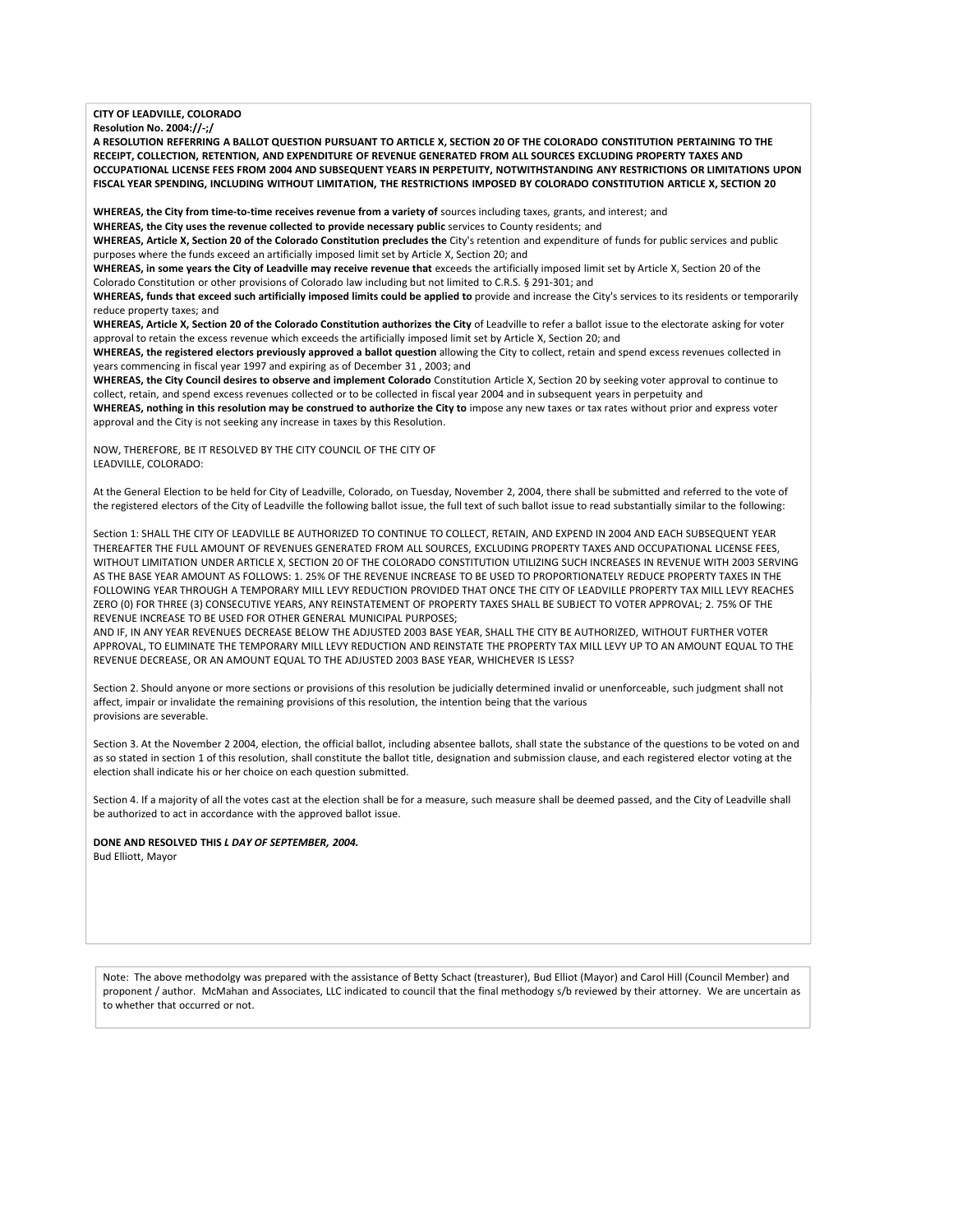**CITY OF LEADVILLE, COLORADO**
**Resolution No. 2004://-;/**
**A RESOLUTION REFERRING A BALLOT QUESTION PURSUANT TO ARTICLE X, SECTiON 20 OF THE COLORADO CONSTITUTION PERTAINING TO THE RECEIPT, COLLECTION, RETENTION, AND EXPENDITURE OF REVENUE GENERATED FROM ALL SOURCES EXCLUDING PROPERTY TAXES AND OCCUPATIONAL LICENSE FEES FROM 2004 AND SUBSEQUENT YEARS IN PERPETUITY, NOTWITHSTANDING ANY RESTRICTIONS OR LIMITATIONS UPON FISCAL YEAR SPENDING, INCLUDING WITHOUT LIMITATION, THE RESTRICTIONS IMPOSED BY COLORADO CONSTITUTION ARTICLE X, SECTION 20**

**WHEREAS, the City from time-to-time receives revenue from a variety of** sources including taxes, grants, and interest; and
**WHEREAS, the City uses the revenue collected to provide necessary public** services to County residents; and
**WHEREAS, Article X, Section 20 of the Colorado Constitution precludes the** City's retention and expenditure of funds for public services and public purposes where the funds exceed an artificially imposed limit set by Article X, Section 20; and
**WHEREAS, in some years the City of Leadville may receive revenue that** exceeds the artificially imposed limit set by Article X, Section 20 of the Colorado Constitution or other provisions of Colorado law including but not limited to C.R.S. § 291-301; and
**WHEREAS, funds that exceed such artificially imposed limits could be applied to** provide and increase the City's services to its residents or temporarily reduce property taxes; and
**WHEREAS, Article X, Section 20 of the Colorado Constitution authorizes the City** of Leadville to refer a ballot issue to the electorate asking for voter approval to retain the excess revenue which exceeds the artificially imposed limit set by Article X, Section 20; and
**WHEREAS, the registered electors previously approved a ballot question** allowing the City to collect, retain and spend excess revenues collected in years commencing in fiscal year 1997 and expiring as of December 31 , 2003; and
**WHEREAS, the City Council desires to observe and implement Colorado** Constitution Article X, Section 20 by seeking voter approval to continue to collect, retain, and spend excess revenues collected or to be collected in fiscal year 2004 and in subsequent years in perpetuity and
**WHEREAS, nothing in this resolution may be construed to authorize the City to** impose any new taxes or tax rates without prior and express voter approval and the City is not seeking any increase in taxes by this Resolution.

NOW, THEREFORE, BE IT RESOLVED BY THE CITY COUNCIL OF THE CITY OF LEADVILLE, COLORADO:

At the General Election to be held for City of Leadville, Colorado, on Tuesday, November 2, 2004, there shall be submitted and referred to the vote of the registered electors of the City of Leadville the following ballot issue, the full text of such ballot issue to read substantially similar to the following:

Section 1: SHALL THE CITY OF LEADVILLE BE AUTHORIZED TO CONTINUE TO COLLECT, RETAIN, AND EXPEND IN 2004 AND EACH SUBSEQUENT YEAR THEREAFTER THE FULL AMOUNT OF REVENUES GENERATED FROM ALL SOURCES, EXCLUDING PROPERTY TAXES AND OCCUPATIONAL LICENSE FEES, WITHOUT LIMITATION UNDER ARTICLE X, SECTION 20 OF THE COLORADO CONSTITUTION UTILIZING SUCH INCREASES IN REVENUE WITH 2003 SERVING AS THE BASE YEAR AMOUNT AS FOLLOWS: 1. 25% OF THE REVENUE INCREASE TO BE USED TO PROPORTIONATELY REDUCE PROPERTY TAXES IN THE FOLLOWING YEAR THROUGH A TEMPORARY MILL LEVY REDUCTION PROVIDED THAT ONCE THE CITY OF LEADVILLE PROPERTY TAX MILL LEVY REACHES ZERO (0) FOR THREE (3) CONSECUTIVE YEARS, ANY REINSTATEMENT OF PROPERTY TAXES SHALL BE SUBJECT TO VOTER APPROVAL; 2. 75% OF THE REVENUE INCREASE TO BE USED FOR OTHER GENERAL MUNICIPAL PURPOSES;
AND IF, IN ANY YEAR REVENUES DECREASE BELOW THE ADJUSTED 2003 BASE YEAR, SHALL THE CITY BE AUTHORIZED, WITHOUT FURTHER VOTER APPROVAL, TO ELIMINATE THE TEMPORARY MILL LEVY REDUCTION AND REINSTATE THE PROPERTY TAX MILL LEVY UP TO AN AMOUNT EQUAL TO THE REVENUE DECREASE, OR AN AMOUNT EQUAL TO THE ADJUSTED 2003 BASE YEAR, WHICHEVER IS LESS?

Section 2. Should anyone or more sections or provisions of this resolution be judicially determined invalid or unenforceable, such judgment shall not affect, impair or invalidate the remaining provisions of this resolution, the intention being that the various provisions are severable.

Section 3. At the November 2 2004, election, the official ballot, including absentee ballots, shall state the substance of the questions to be voted on and as so stated in section 1 of this resolution, shall constitute the ballot title, designation and submission clause, and each registered elector voting at the election shall indicate his or her choice on each question submitted.

Section 4. If a majority of all the votes cast at the election shall be for a measure, such measure shall be deemed passed, and the City of Leadville shall be authorized to act in accordance with the approved ballot issue.

**DONE AND RESOLVED THIS *L DAY OF SEPTEMBER, 2004.***
Bud Elliott, Mayor

Note: The above methodolgy was prepared with the assistance of Betty Schact (treasurer), Bud Elliot (Mayor) and Carol Hill (Council Member) and proponent / author. McMahan and Associates, LLC indicated to council that the final methodogy s/b reviewed by their attorney. We are uncertain as to whether that occurred or not.